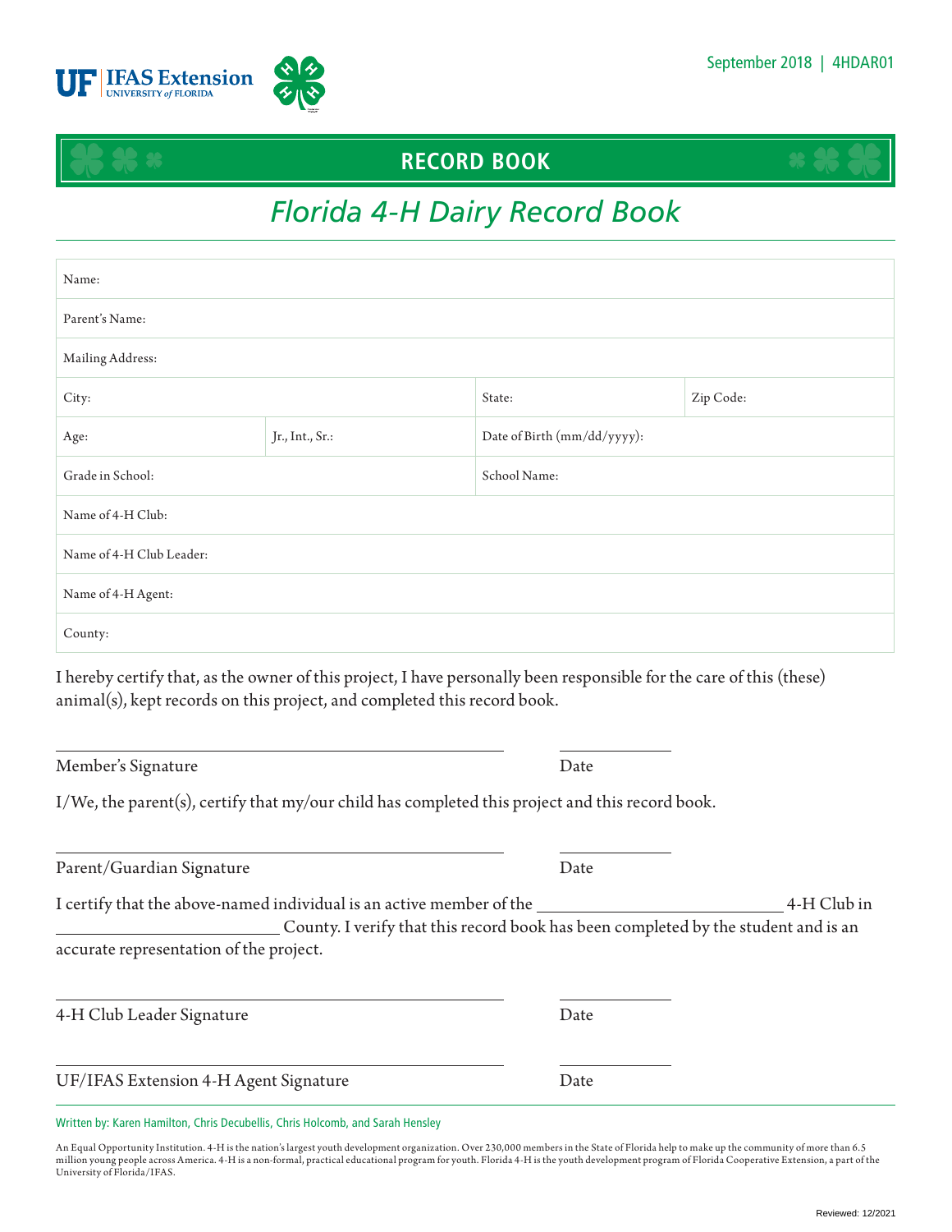September 2018 | 4HDAR01

# RECORD BOOK

## *Florida 4-H Dairy Record Book*

| Name: | | | |
|---|---|---|---|
| Parent's Name: | | | |
| Mailing Address: | | | |
| City: | | State: | Zip Code: |
| Age: | Jr., Int., Sr.: | Date of Birth (mm/dd/yyyy): | |
| Grade in School: | | School Name: | |
| Name of 4-H Club: | | | |
| Name of 4-H Club Leader: | | | |
| Name of 4-H Agent: | | | |
| County: | | | |

I hereby certify that, as the owner of this project, I have personally been responsible for the care of this (these) animal(s), kept records on this project, and completed this record book.

\_\_\_\_\_\_\_\_\_\_\_\_\_\_\_\_\_\_\_\_\_\_\_\_\_\_\_\_\_\_\_\_\_\_\_\_\_\_\_\_ \_\_\_\_\_\_\_\_\_\_\_\_
Member's Signature Date

I/We, the parent(s), certify that my/our child has completed this project and this record book.

\_\_\_\_\_\_\_\_\_\_\_\_\_\_\_\_\_\_\_\_\_\_\_\_\_\_\_\_\_\_\_\_\_\_\_\_\_\_\_\_ \_\_\_\_\_\_\_\_\_\_\_\_
Parent/Guardian Signature Date

I certify that the above-named individual is an active member of the \_\_\_\_\_\_\_\_\_\_\_\_\_\_\_\_\_\_\_\_\_\_\_\_ 4-H Club in \_\_\_\_\_\_\_\_\_\_\_\_\_\_\_\_\_\_\_\_ County. I verify that this record book has been completed by the student and is an accurate representation of the project.

\_\_\_\_\_\_\_\_\_\_\_\_\_\_\_\_\_\_\_\_\_\_\_\_\_\_\_\_\_\_\_\_\_\_\_\_\_\_\_\_ \_\_\_\_\_\_\_\_\_\_\_\_
4-H Club Leader Signature Date

\_\_\_\_\_\_\_\_\_\_\_\_\_\_\_\_\_\_\_\_\_\_\_\_\_\_\_\_\_\_\_\_\_\_\_\_\_\_\_\_ \_\_\_\_\_\_\_\_\_\_\_\_
UF/IFAS Extension 4-H Agent Signature Date

Written by: Karen Hamilton, Chris Decubellis, Chris Holcomb, and Sarah Hensley

An Equal Opportunity Institution. 4-H is the nation's largest youth development organization. Over 230,000 members in the State of Florida help to make up the community of more than 6.5 million young people across America. 4-H is a non-formal, practical educational program for youth. Florida 4-H is the youth development program of Florida Cooperative Extension, a part of the University of Florida/IFAS.

Reviewed: 12/2021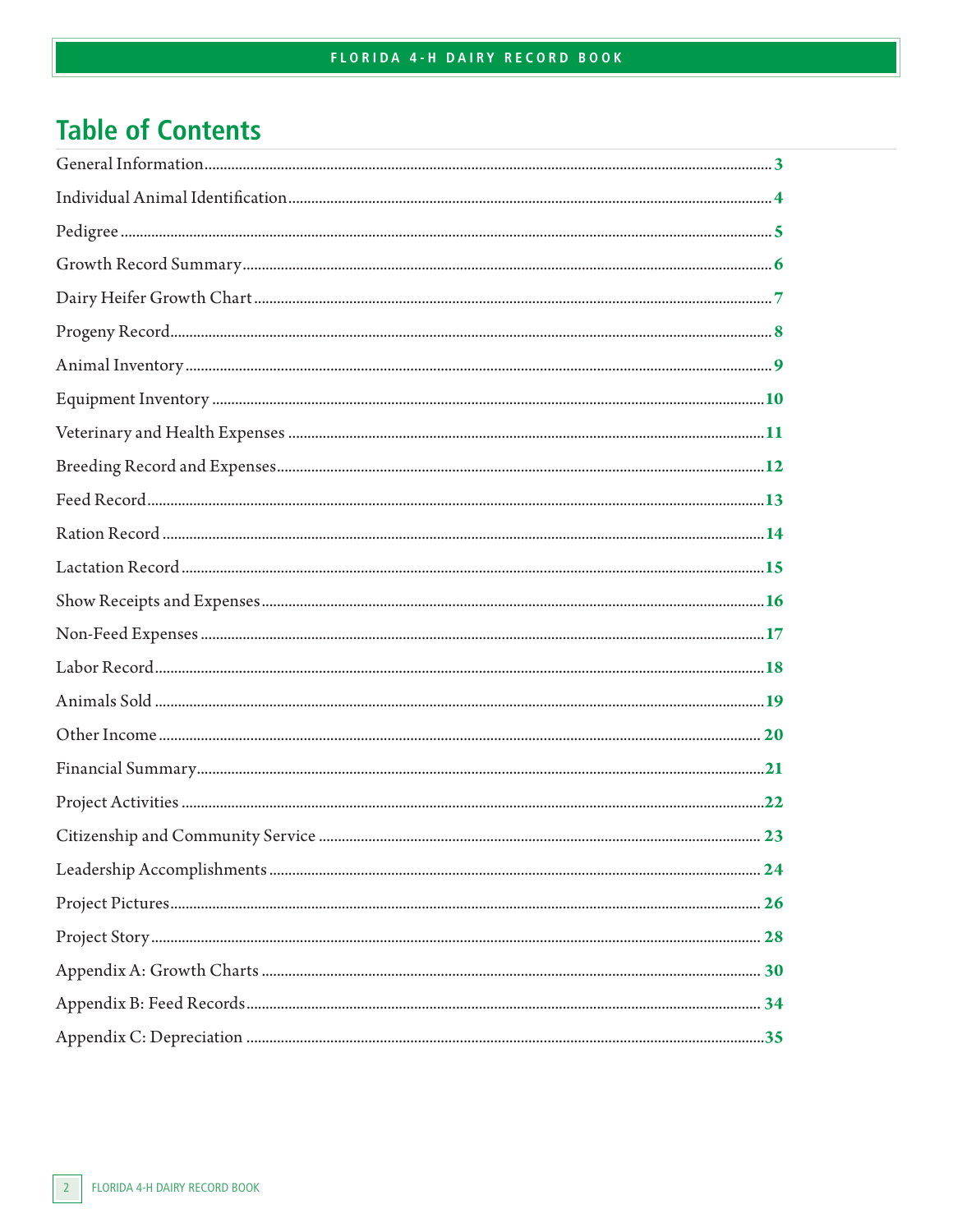# Table of Contents

General Information .......... 3

Individual Animal Identification .......... 4

Pedigree .......... 5

Growth Record Summary .......... 6

Dairy Heifer Growth Chart .......... 7

Progeny Record .......... 8

Animal Inventory .......... 9

Equipment Inventory .......... 10

Veterinary and Health Expenses .......... 11

Breeding Record and Expenses .......... 12

Feed Record .......... 13

Ration Record .......... 14

Lactation Record .......... 15

Show Receipts and Expenses .......... 16

Non-Feed Expenses .......... 17

Labor Record .......... 18

Animals Sold .......... 19

Other Income .......... 20

Financial Summary .......... 21

Project Activities .......... 22

Citizenship and Community Service .......... 23

Leadership Accomplishments .......... 24

Project Pictures .......... 26

Project Story .......... 28

Appendix A: Growth Charts .......... 30

Appendix B: Feed Records .......... 34

Appendix C: Depreciation .......... 35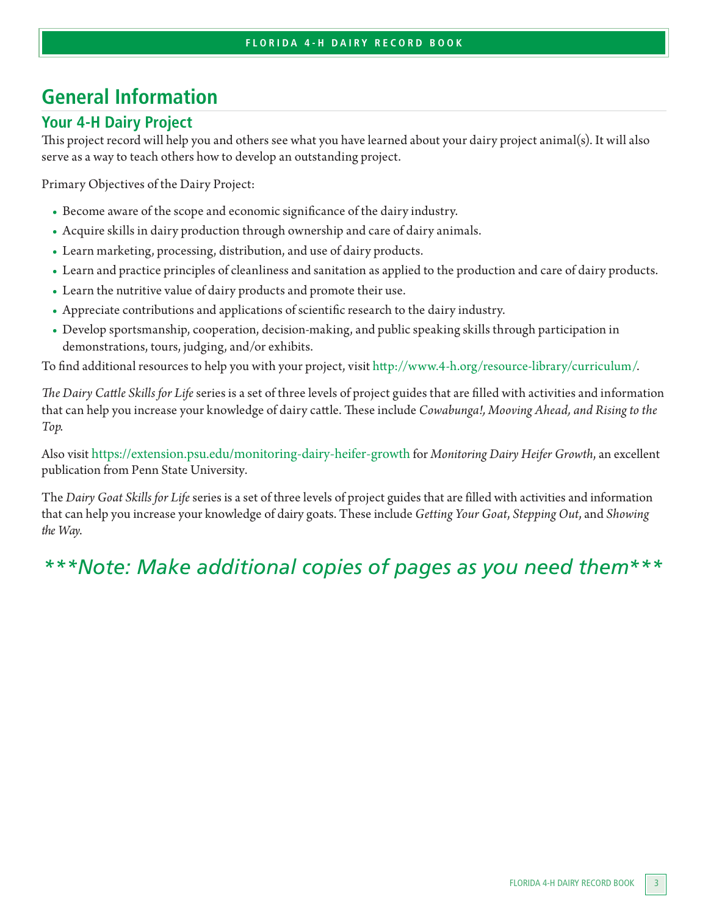# General Information

## Your 4-H Dairy Project

This project record will help you and others see what you have learned about your dairy project animal(s). It will also serve as a way to teach others how to develop an outstanding project.

Primary Objectives of the Dairy Project:

- Become aware of the scope and economic significance of the dairy industry.
- Acquire skills in dairy production through ownership and care of dairy animals.
- Learn marketing, processing, distribution, and use of dairy products.
- Learn and practice principles of cleanliness and sanitation as applied to the production and care of dairy products.
- Learn the nutritive value of dairy products and promote their use.
- Appreciate contributions and applications of scientific research to the dairy industry.
- Develop sportsmanship, cooperation, decision-making, and public speaking skills through participation in demonstrations, tours, judging, and/or exhibits.

To find additional resources to help you with your project, visit http://www.4-h.org/resource-library/curriculum/.

*The Dairy Cattle Skills for Life* series is a set of three levels of project guides that are filled with activities and information that can help you increase your knowledge of dairy cattle. These include *Cowabunga!, Mooving Ahead, and Rising to the Top*.

Also visit https://extension.psu.edu/monitoring-dairy-heifer-growth for *Monitoring Dairy Heifer Growth*, an excellent publication from Penn State University.

The *Dairy Goat Skills for Life* series is a set of three levels of project guides that are filled with activities and information that can help you increase your knowledge of dairy goats. These include *Getting Your Goat*, *Stepping Out*, and *Showing the Way*.

*\*\*\*Note: Make additional copies of pages as you need them\*\*\**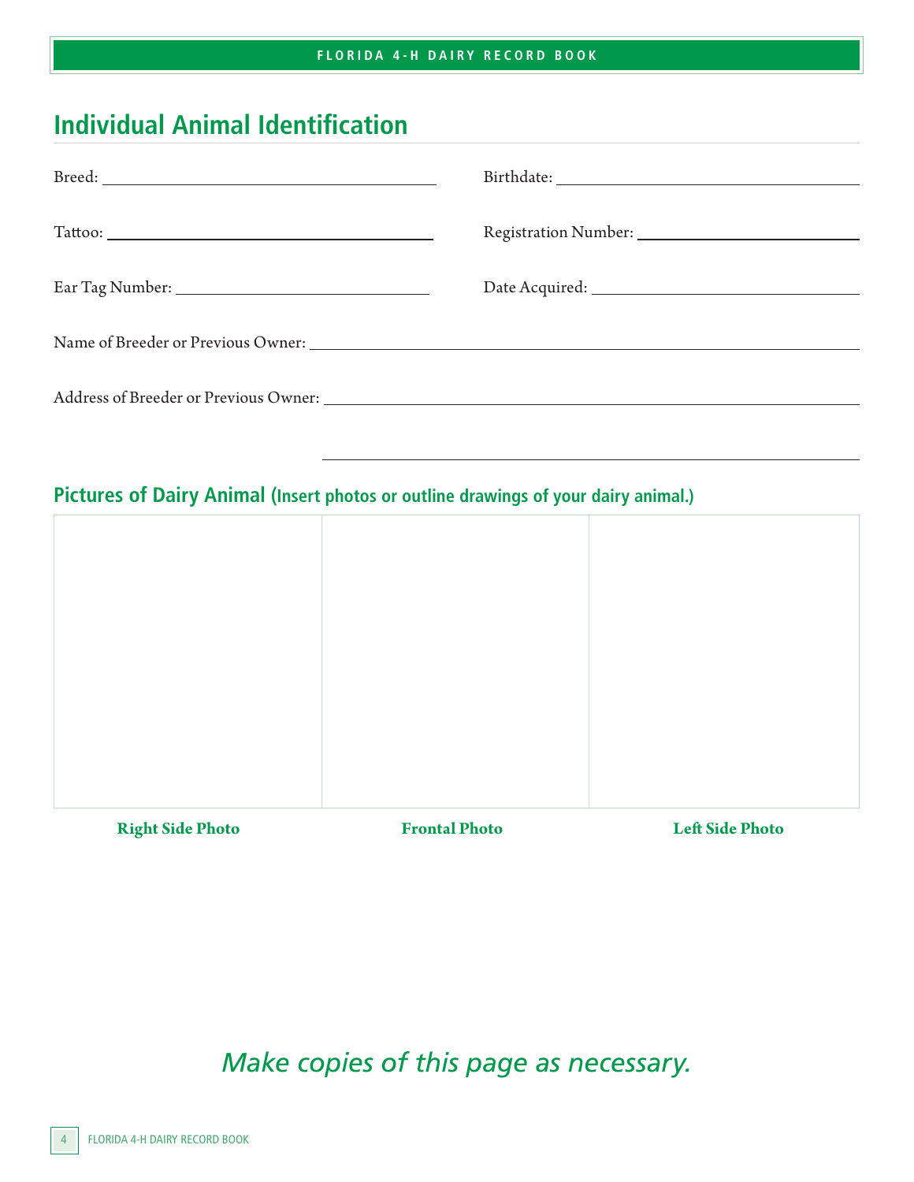## Individual Animal Identification

Breed: ______________________ Birthdate: ______________________

Tattoo: ______________________ Registration Number: ______________________

Ear Tag Number: ______________________ Date Acquired: ______________________

Name of Breeder or Previous Owner: ______________________

Address of Breeder or Previous Owner: ______________________

______________________

### Pictures of Dairy Animal (Insert photos or outline drawings of your dairy animal.)

| | | |
|---|---|---|
| | | |
| **Right Side Photo** | **Frontal Photo** | **Left Side Photo** |

*Make copies of this page as necessary.*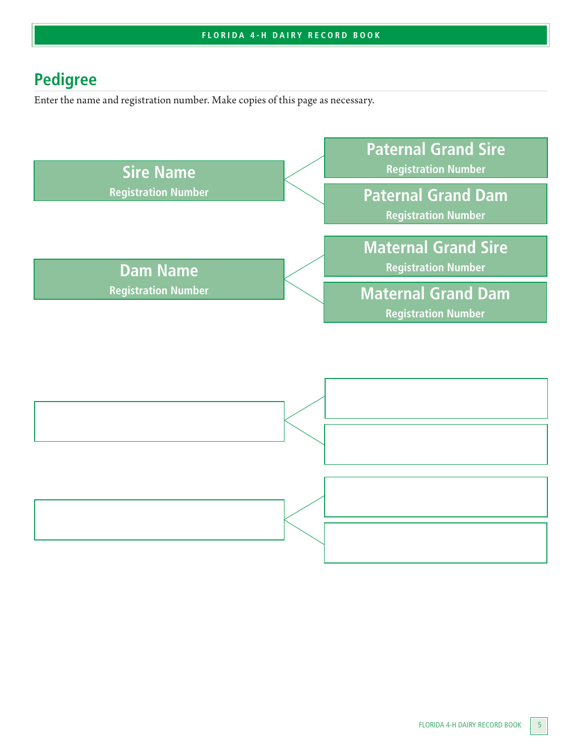## Pedigree

Enter the name and registration number. Make copies of this page as necessary.

| | |
|---|---|
| **Sire Name**<br>Registration Number | **Paternal Grand Sire**<br>Registration Number |
| | **Paternal Grand Dam**<br>Registration Number |
| **Dam Name**<br>Registration Number | **Maternal Grand Sire**<br>Registration Number |
| | **Maternal Grand Dam**<br>Registration Number |

| | |
|---|---|
| | |
| | |
| | |
| | |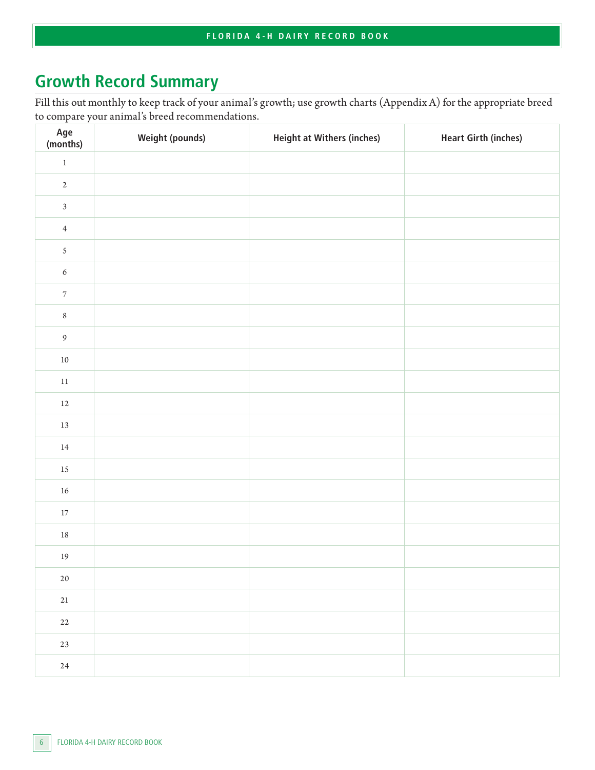## Growth Record Summary

Fill this out monthly to keep track of your animal's growth; use growth charts (Appendix A) for the appropriate breed to compare your animal's breed recommendations.

| Age (months) | Weight (pounds) | Height at Withers (inches) | Heart Girth (inches) |
|---|---|---|---|
| 1 | | | |
| 2 | | | |
| 3 | | | |
| 4 | | | |
| 5 | | | |
| 6 | | | |
| 7 | | | |
| 8 | | | |
| 9 | | | |
| 10 | | | |
| 11 | | | |
| 12 | | | |
| 13 | | | |
| 14 | | | |
| 15 | | | |
| 16 | | | |
| 17 | | | |
| 18 | | | |
| 19 | | | |
| 20 | | | |
| 21 | | | |
| 22 | | | |
| 23 | | | |
| 24 | | | |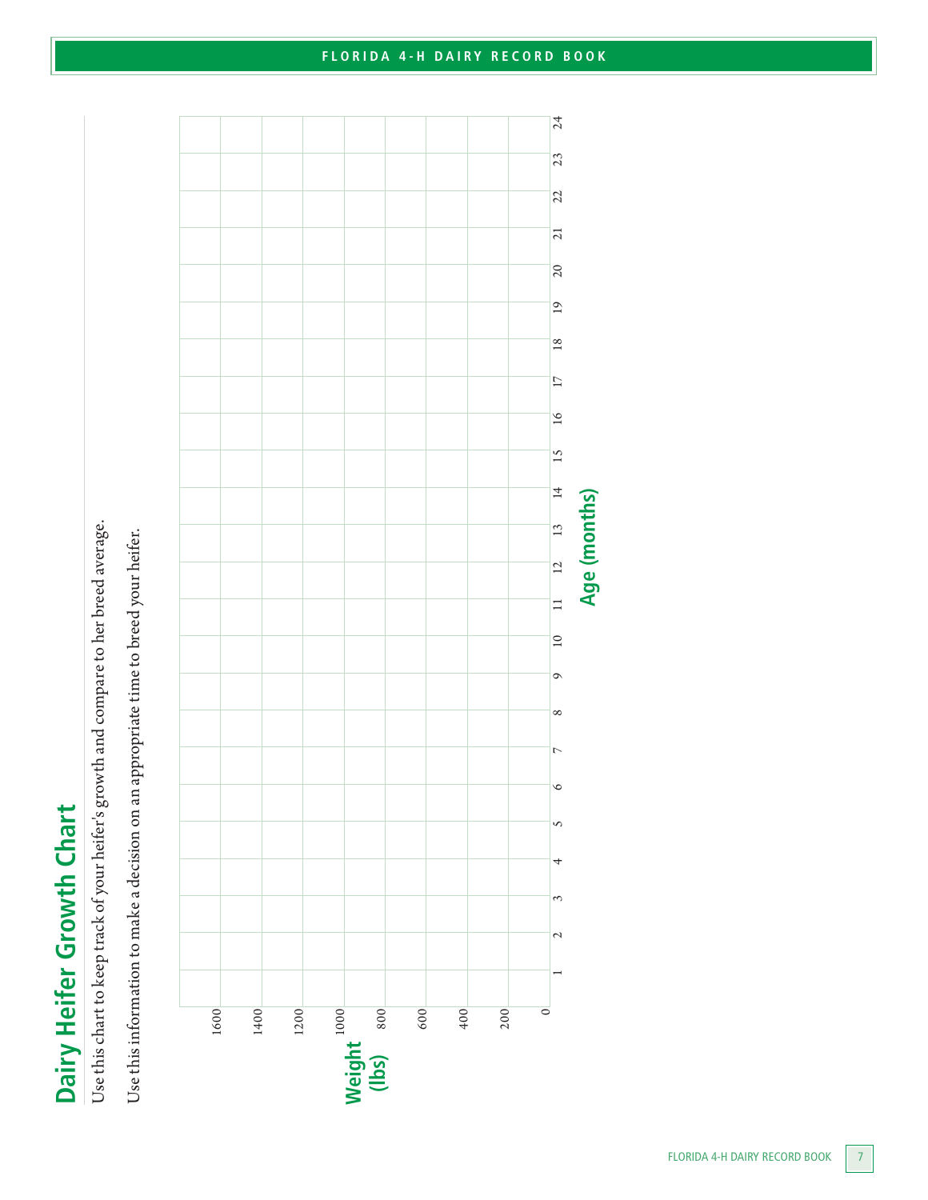# Dairy Heifer Growth Chart

Use this chart to keep track of your heifer's growth and compare to her breed average.

Use this information to make a decision on an appropriate time to breed your heifer.

| Weight (lbs) \ Age (months) | 1 | 2 | 3 | 4 | 5 | 6 | 7 | 8 | 9 | 10 | 11 | 12 | 13 | 14 | 15 | 16 | 17 | 18 | 19 | 20 | 21 | 22 | 23 | 24 |
|---|---|---|---|---|---|---|---|---|---|---|---|---|---|---|---|---|---|---|---|---|---|---|---|---|
| 1600 | | | | | | | | | | | | | | | | | | | | | | | | |
| 1400 | | | | | | | | | | | | | | | | | | | | | | | | |
| 1200 | | | | | | | | | | | | | | | | | | | | | | | | |
| 1000 | | | | | | | | | | | | | | | | | | | | | | | | |
| 800 | | | | | | | | | | | | | | | | | | | | | | | | |
| 600 | | | | | | | | | | | | | | | | | | | | | | | | |
| 400 | | | | | | | | | | | | | | | | | | | | | | | | |
| 200 | | | | | | | | | | | | | | | | | | | | | | | | |
| 0 | | | | | | | | | | | | | | | | | | | | | | | | |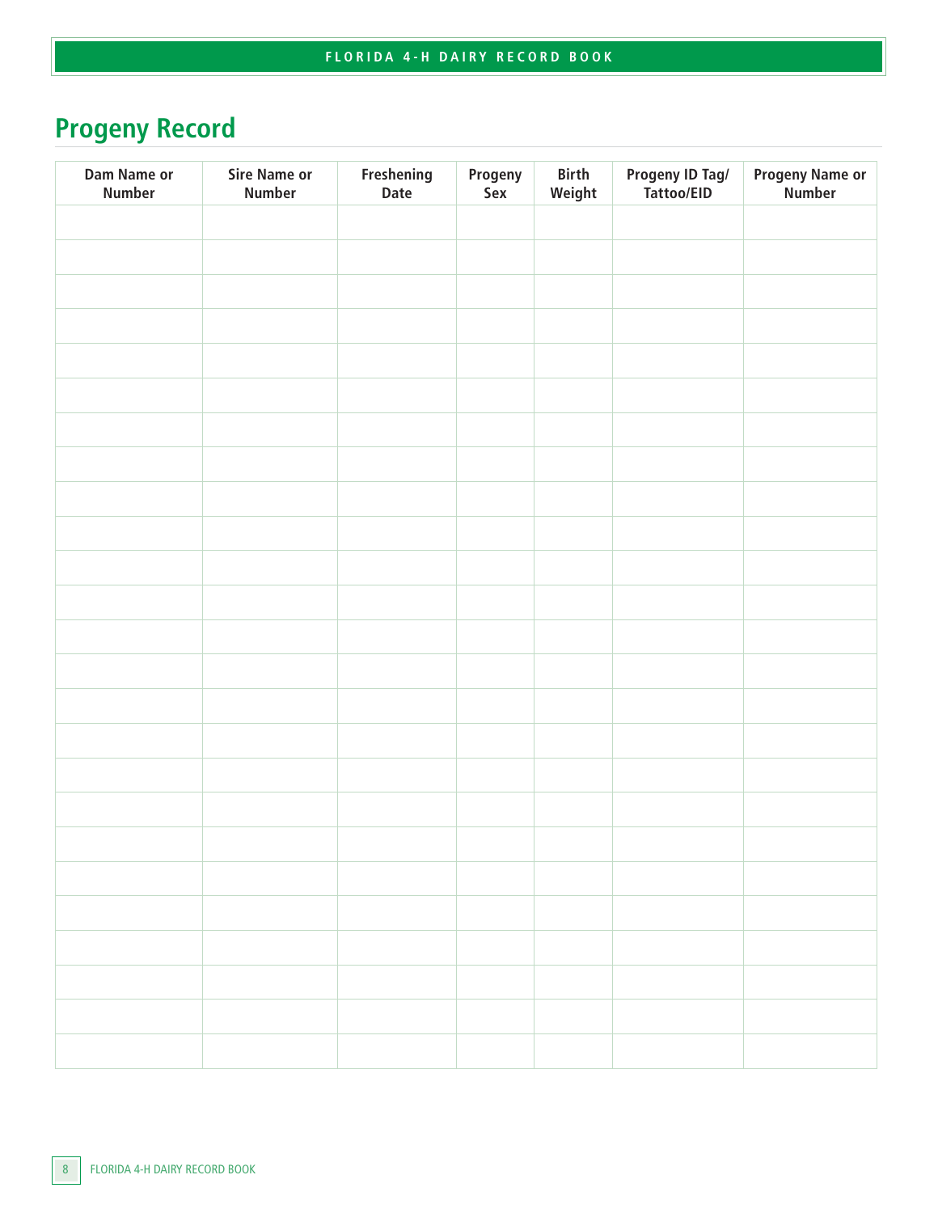## Progeny Record

| Dam Name or Number | Sire Name or Number | Freshening Date | Progeny Sex | Birth Weight | Progeny ID Tag/ Tattoo/EID | Progeny Name or Number |
|---|---|---|---|---|---|---|
| | | | | | | |
| | | | | | | |
| | | | | | | |
| | | | | | | |
| | | | | | | |
| | | | | | | |
| | | | | | | |
| | | | | | | |
| | | | | | | |
| | | | | | | |
| | | | | | | |
| | | | | | | |
| | | | | | | |
| | | | | | | |
| | | | | | | |
| | | | | | | |
| | | | | | | |
| | | | | | | |
| | | | | | | |
| | | | | | | |
| | | | | | | |
| | | | | | | |
| | | | | | | |
| | | | | | | |
| | | | | | | |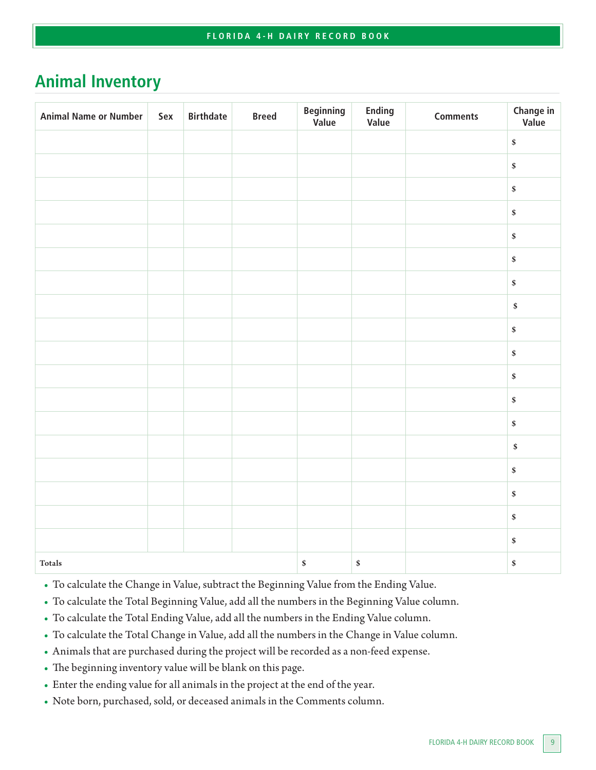## Animal Inventory

| Animal Name or Number | Sex | Birthdate | Breed | Beginning Value | Ending Value | Comments | Change in Value |
|---|---|---|---|---|---|---|---|
| | | | | | | | $ |
| | | | | | | | $ |
| | | | | | | | $ |
| | | | | | | | $ |
| | | | | | | | $ |
| | | | | | | | $ |
| | | | | | | | $ |
| | | | | | | | $ |
| | | | | | | | $ |
| | | | | | | | $ |
| | | | | | | | $ |
| | | | | | | | $ |
| | | | | | | | $ |
| | | | | | | | $ |
| | | | | | | | $ |
| | | | | | | | $ |
| | | | | | | | $ |
| | | | | | | | $ |
| **Totals** | | | | $ | $ | | $ |

- To calculate the Change in Value, subtract the Beginning Value from the Ending Value.
- To calculate the Total Beginning Value, add all the numbers in the Beginning Value column.
- To calculate the Total Ending Value, add all the numbers in the Ending Value column.
- To calculate the Total Change in Value, add all the numbers in the Change in Value column.
- Animals that are purchased during the project will be recorded as a non-feed expense.
- The beginning inventory value will be blank on this page.
- Enter the ending value for all animals in the project at the end of the year.
- Note born, purchased, sold, or deceased animals in the Comments column.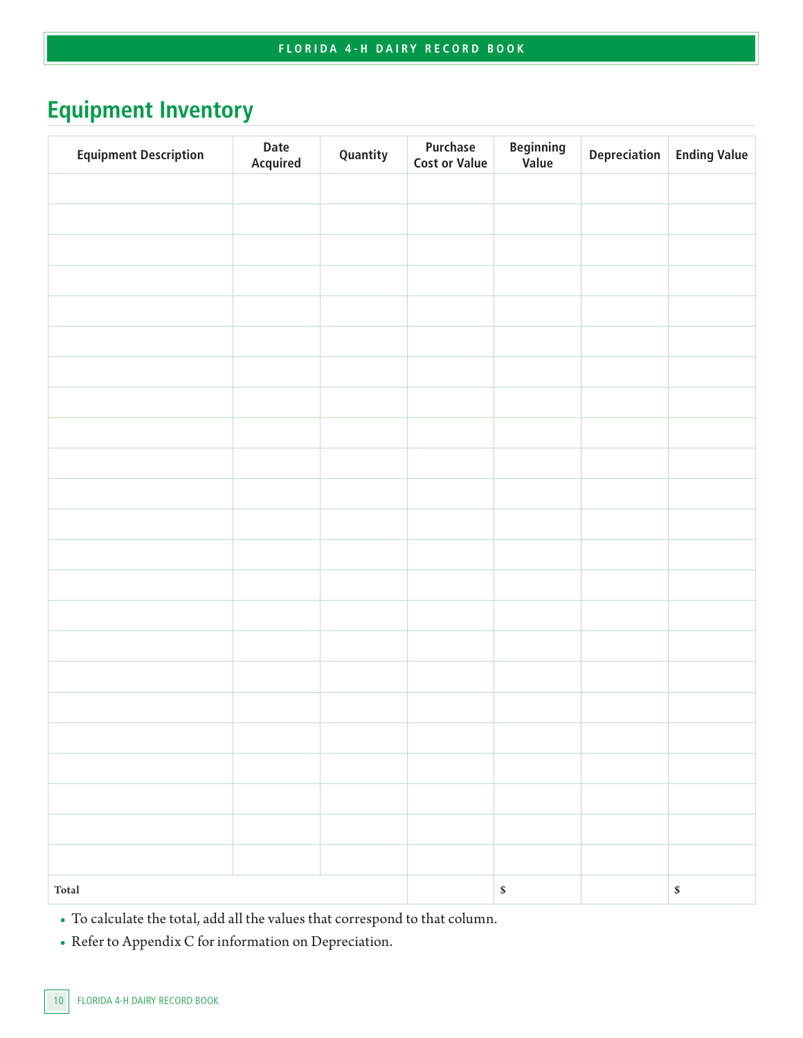## Equipment Inventory

| Equipment Description | Date Acquired | Quantity | Purchase Cost or Value | Beginning Value | Depreciation | Ending Value |
|---|---|---|---|---|---|---|
| | | | | | | |
| | | | | | | |
| | | | | | | |
| | | | | | | |
| | | | | | | |
| | | | | | | |
| | | | | | | |
| | | | | | | |
| | | | | | | |
| | | | | | | |
| | | | | | | |
| | | | | | | |
| | | | | | | |
| | | | | | | |
| | | | | | | |
| | | | | | | |
| | | | | | | |
| | | | | | | |
| | | | | | | |
| | | | | | | |
| | | | | | | |
| | | | | | | |
| | | | | | | |
| **Total** | | | | $ | | $ |

- To calculate the total, add all the values that correspond to that column.
- Refer to Appendix C for information on Depreciation.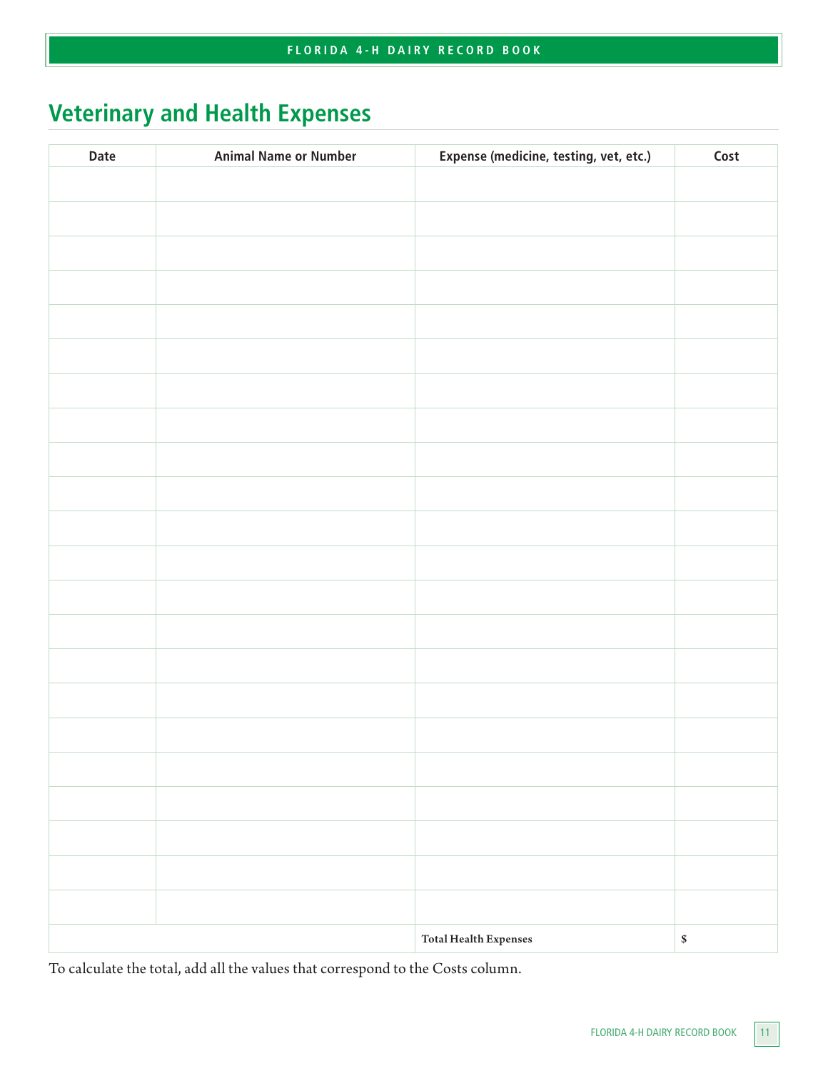## Veterinary and Health Expenses

| Date | Animal Name or Number | Expense (medicine, testing, vet, etc.) | Cost |
|---|---|---|---|
| | | | |
| | | | |
| | | | |
| | | | |
| | | | |
| | | | |
| | | | |
| | | | |
| | | | |
| | | | |
| | | | |
| | | | |
| | | | |
| | | | |
| | | | |
| | | | |
| | | | |
| | | | |
| | | | |
| | | | |
| | | | |
| | | | |
| | | **Total Health Expenses** | $ |

To calculate the total, add all the values that correspond to the Costs column.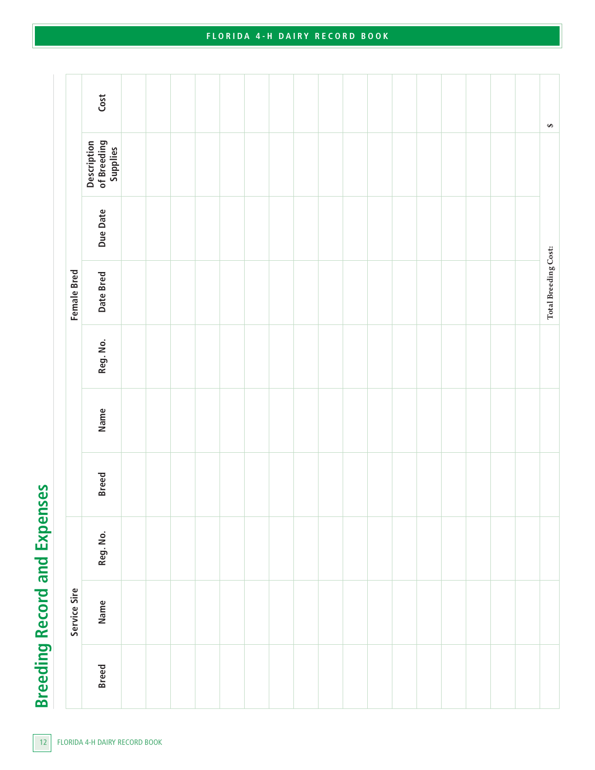# Breeding Record and Expenses

| Service Sire | | | Female Bred | | | | | | |
|---|---|---|---|---|---|---|---|---|---|
| Breed | Name | Reg. No. | Breed | Name | Reg. No. | Date Bred | Due Date | Description of Breeding Supplies | Cost |
| | | | | | | | | | |
| | | | | | | | | | |
| | | | | | | | | | |
| | | | | | | | | | |
| | | | | | | | | | |
| | | | | | | | | | |
| | | | | | | | | | |
| | | | | | | | | | |
| | | | | | | | | | |
| | | | | | | | | | |
| | | | | | | | | | |
| | | | | | | | | | |
| | | | | | | | | | |
| | | | | | | | | | |
| | | | | | | | | | |
| | | | | | | | | | |
| | | | | | | **Total Breeding Cost:** | | | $ |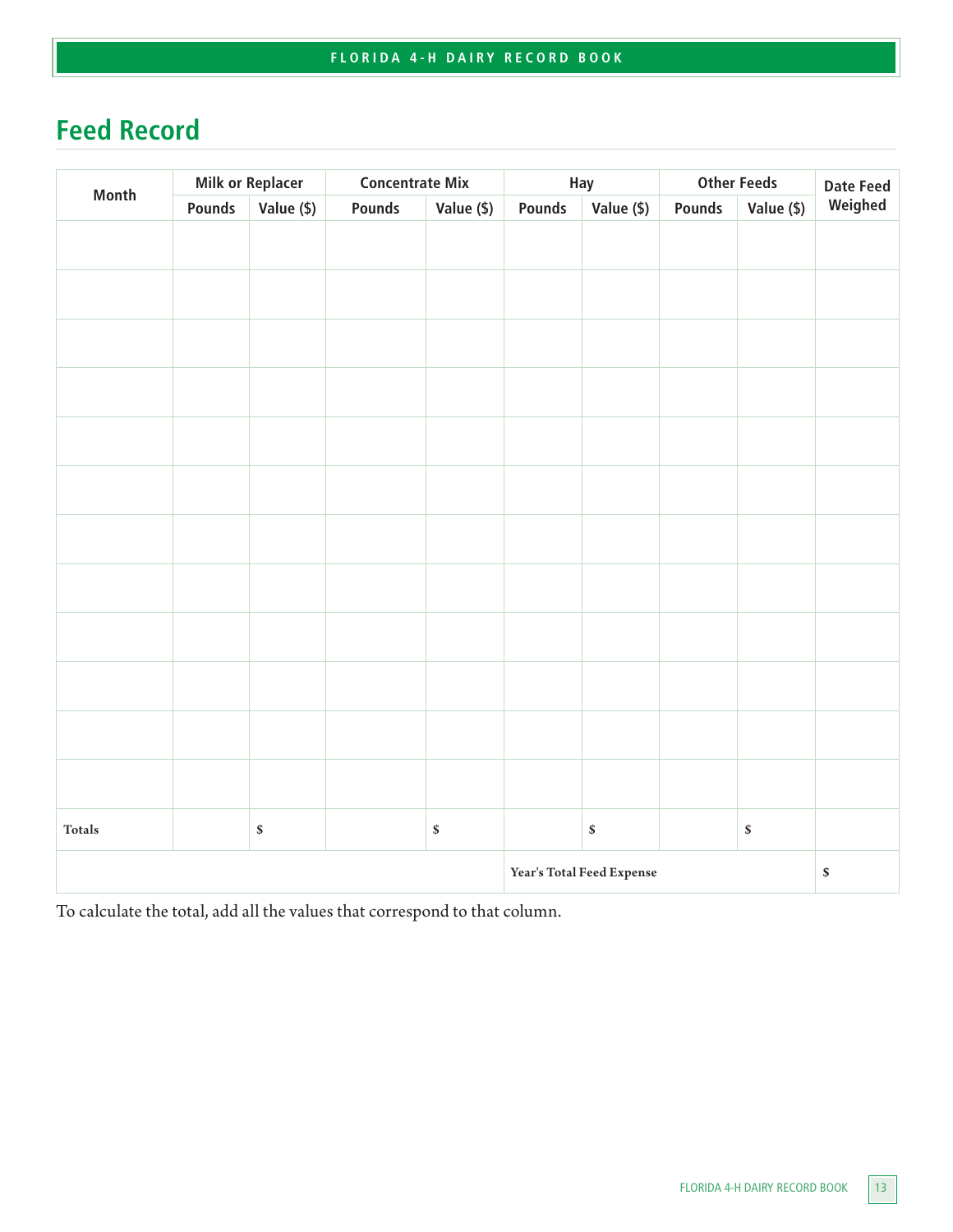## Feed Record

| Month | Milk or Replacer | | Concentrate Mix | | Hay | | Other Feeds | | Date Feed Weighed |
|---|---|---|---|---|---|---|---|---|---|
| | Pounds | Value ($) | Pounds | Value ($) | Pounds | Value ($) | Pounds | Value ($) | |
| | | | | | | | | | |
| | | | | | | | | | |
| | | | | | | | | | |
| | | | | | | | | | |
| | | | | | | | | | |
| | | | | | | | | | |
| | | | | | | | | | |
| | | | | | | | | | |
| | | | | | | | | | |
| | | | | | | | | | |
| | | | | | | | | | |
| | | | | | | | | | |
| **Totals** | | **$** | | **$** | | **$** | | **$** | |
| | | | | | **Year's Total Feed Expense** | | | | **$** |

To calculate the total, add all the values that correspond to that column.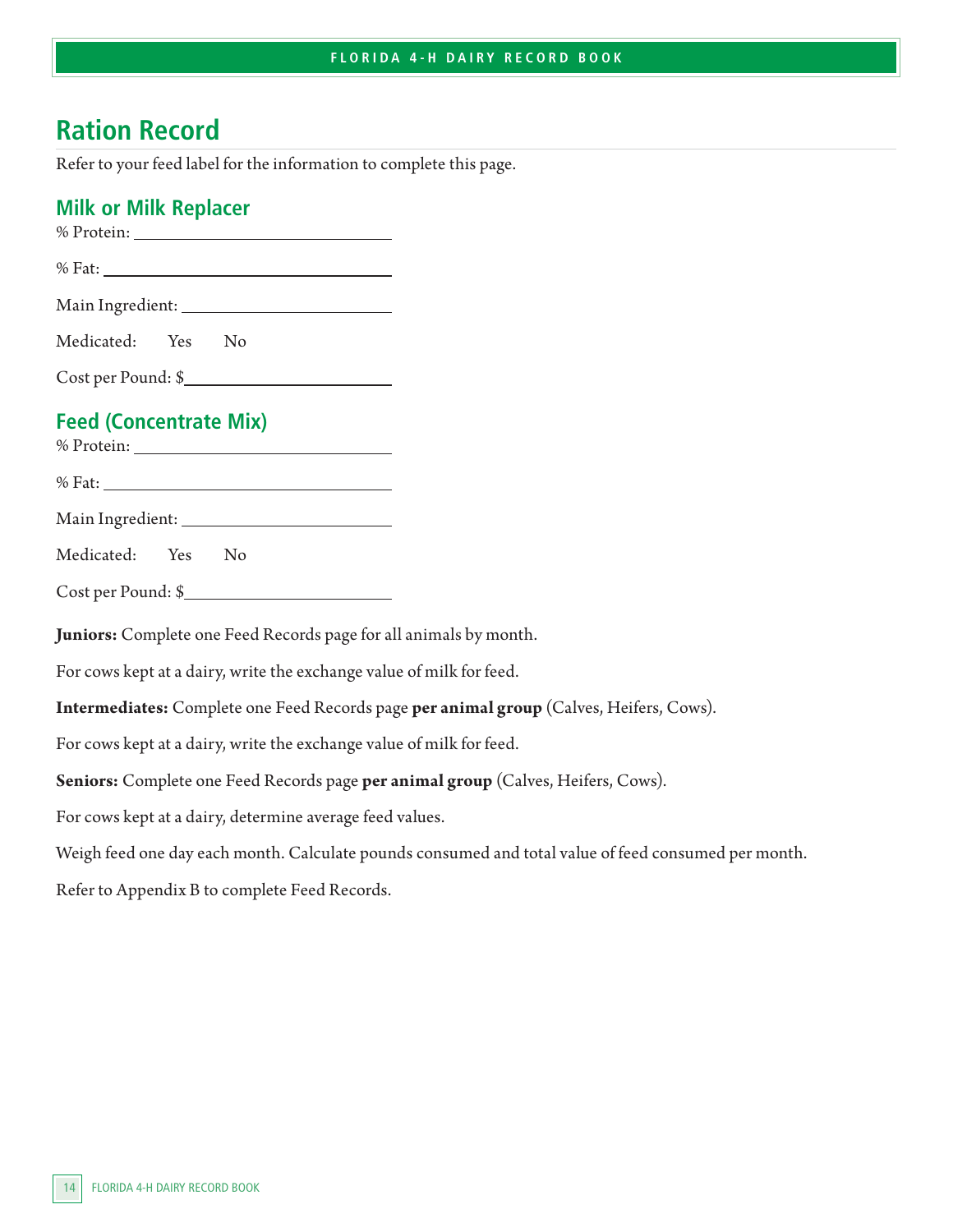# Ration Record

Refer to your feed label for the information to complete this page.

## Milk or Milk Replacer

% Protein: ______________________________

% Fat: ______________________________

Main Ingredient: ______________________________

Medicated: Yes No

Cost per Pound: $______________________________

## Feed (Concentrate Mix)

% Protein: ______________________________

% Fat: ______________________________

Main Ingredient: ______________________________

Medicated: Yes No

Cost per Pound: $______________________________

**Juniors:** Complete one Feed Records page for all animals by month.

For cows kept at a dairy, write the exchange value of milk for feed.

**Intermediates:** Complete one Feed Records page **per animal group** (Calves, Heifers, Cows).

For cows kept at a dairy, write the exchange value of milk for feed.

**Seniors:** Complete one Feed Records page **per animal group** (Calves, Heifers, Cows).

For cows kept at a dairy, determine average feed values.

Weigh feed one day each month. Calculate pounds consumed and total value of feed consumed per month.

Refer to Appendix B to complete Feed Records.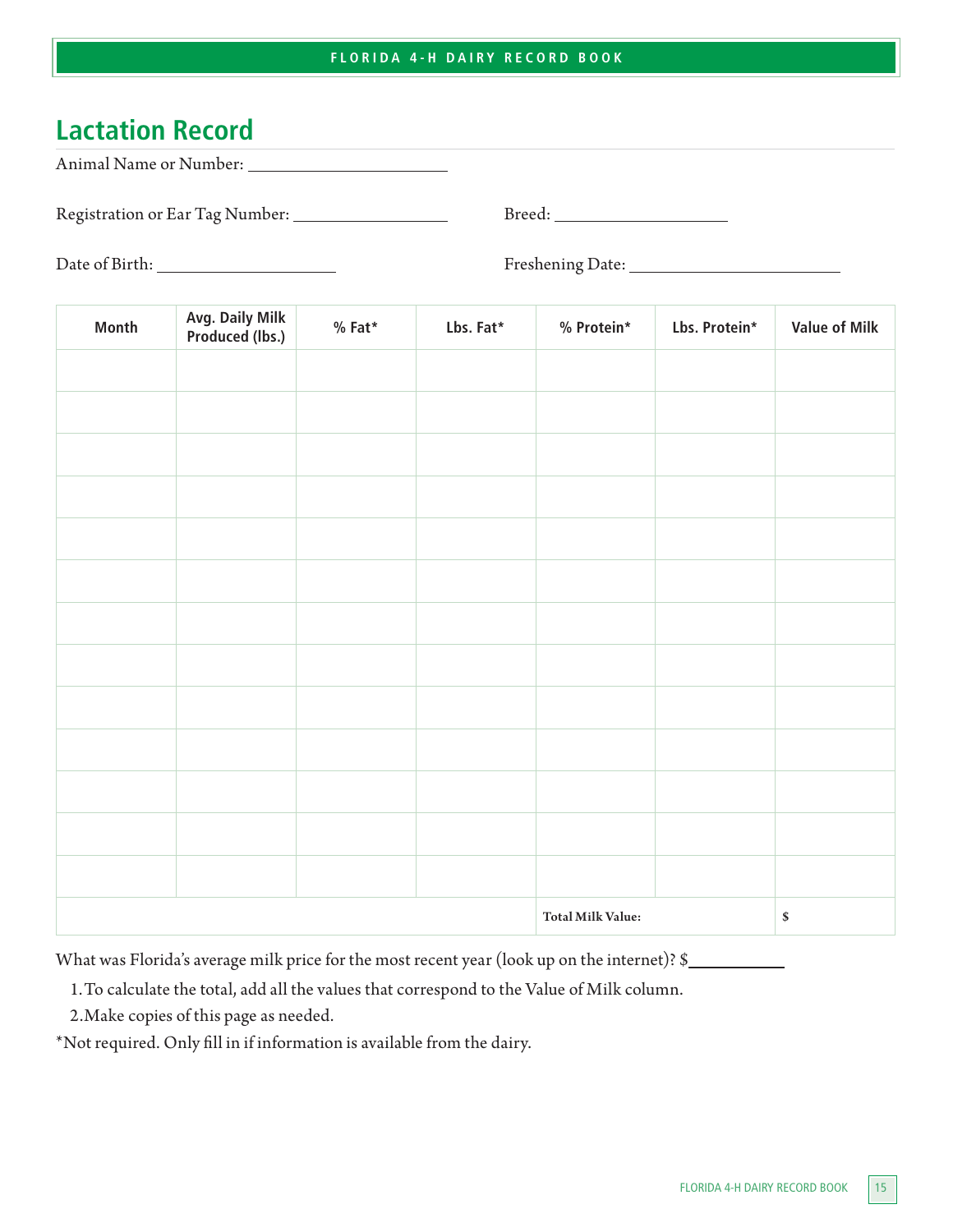## Lactation Record

Animal Name or Number: ____________________

Registration or Ear Tag Number: ________________ Breed: ________________

Date of Birth: ________________ Freshening Date: ____________________

| Month | Avg. Daily Milk Produced (lbs.) | % Fat* | Lbs. Fat* | % Protein* | Lbs. Protein* | Value of Milk |
|---|---|---|---|---|---|---|
| | | | | | | |
| | | | | | | |
| | | | | | | |
| | | | | | | |
| | | | | | | |
| | | | | | | |
| | | | | | | |
| | | | | | | |
| | | | | | | |
| | | | | | | |
| | | | | | | |
| | | | | | | |
| | | | | | | |
| | | | | **Total Milk Value:** | | **$** |

What was Florida's average milk price for the most recent year (look up on the internet)? $__________

1. To calculate the total, add all the values that correspond to the Value of Milk column.
2. Make copies of this page as needed.

*Not required. Only fill in if information is available from the dairy.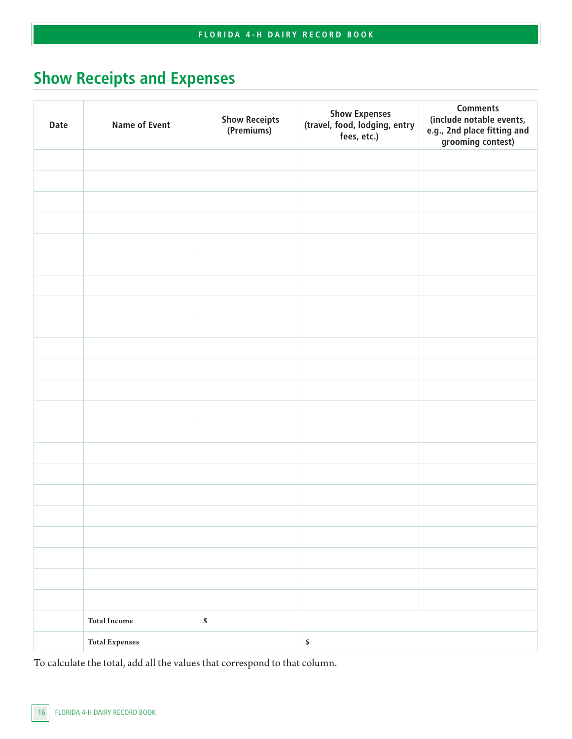## Show Receipts and Expenses

| Date | Name of Event | Show Receipts (Premiums) | Show Expenses (travel, food, lodging, entry fees, etc.) | Comments (include notable events, e.g., 2nd place fitting and grooming contest) |
|---|---|---|---|---|
| | | | | |
| | | | | |
| | | | | |
| | | | | |
| | | | | |
| | | | | |
| | | | | |
| | | | | |
| | | | | |
| | | | | |
| | | | | |
| | | | | |
| | | | | |
| | | | | |
| | | | | |
| | | | | |
| | | | | |
| | | | | |
| | | | | |
| | | | | |
| | | | | |
| | | | | |
| | **Total Income** | $ | | |
| | **Total Expenses** | | $ | |

To calculate the total, add all the values that correspond to that column.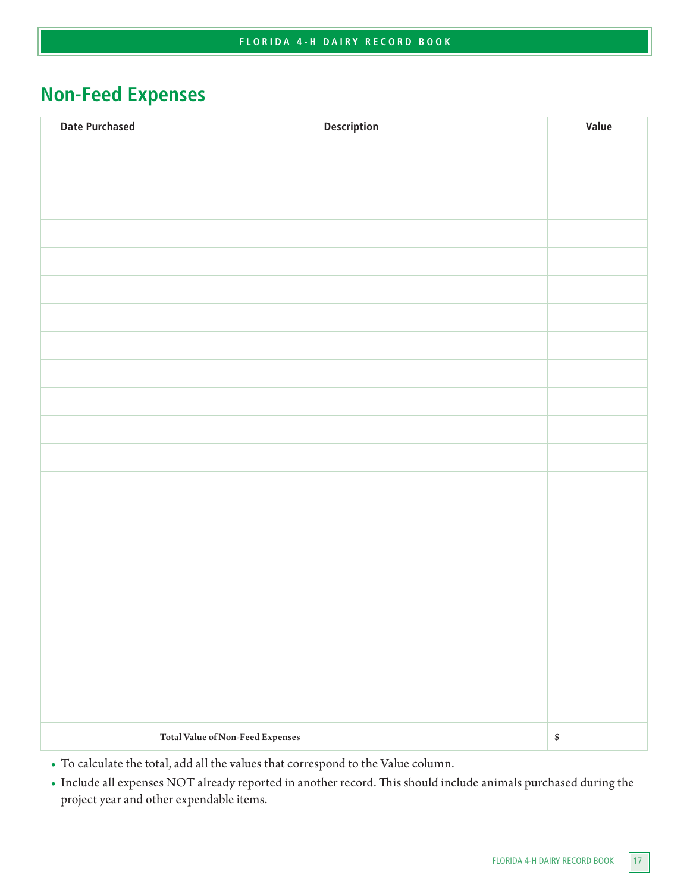## Non-Feed Expenses

| Date Purchased | Description | Value |
|---|---|---|
| | | |
| | | |
| | | |
| | | |
| | | |
| | | |
| | | |
| | | |
| | | |
| | | |
| | | |
| | | |
| | | |
| | | |
| | | |
| | | |
| | | |
| | | |
| | | |
| | | |
| | | |
| | **Total Value of Non-Feed Expenses** | **$** |

- To calculate the total, add all the values that correspond to the Value column.
- Include all expenses NOT already reported in another record. This should include animals purchased during the project year and other expendable items.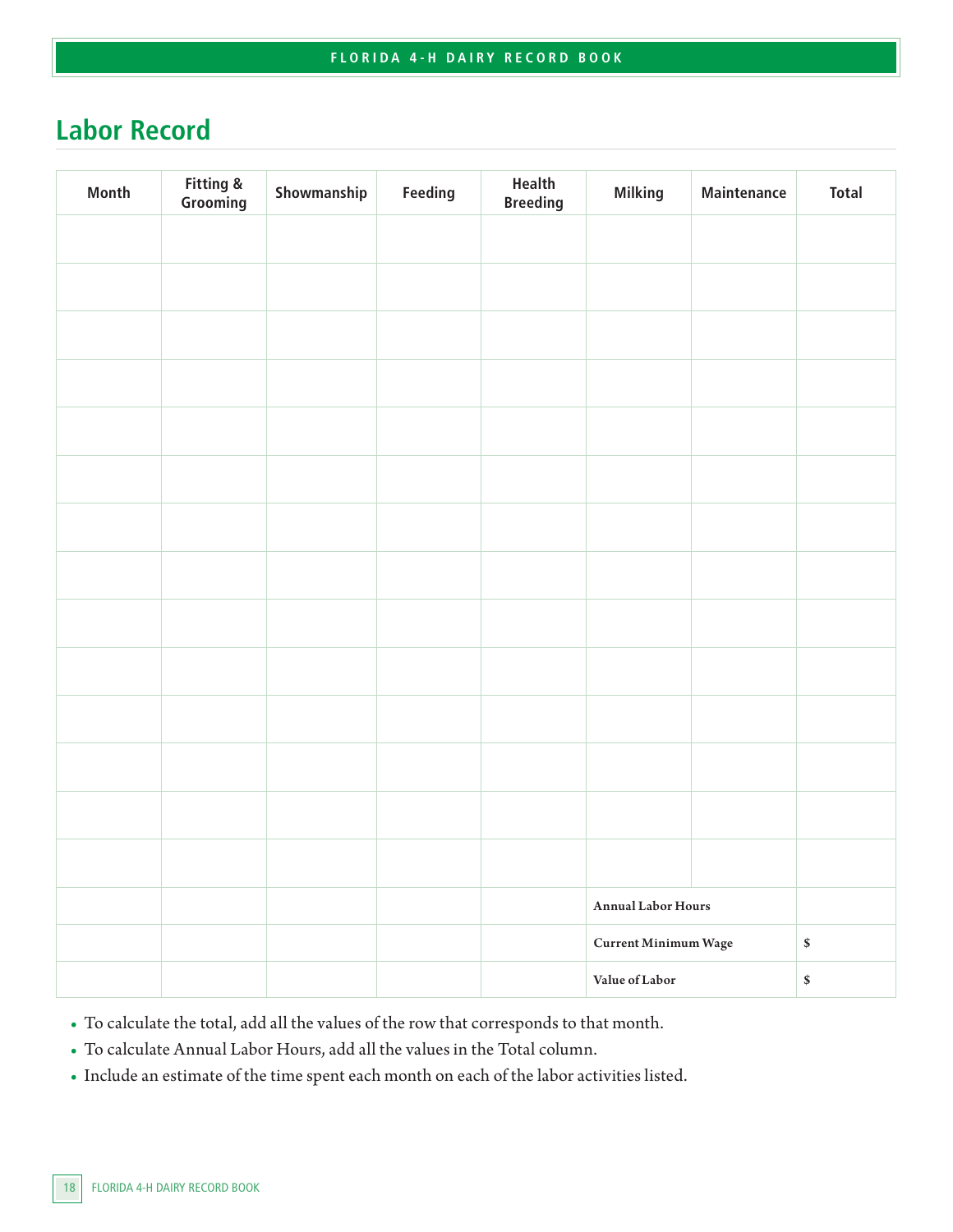## Labor Record

| Month | Fitting & Grooming | Showmanship | Feeding | Health Breeding | Milking | Maintenance | Total |
|---|---|---|---|---|---|---|---|
| | | | | | | | |
| | | | | | | | |
| | | | | | | | |
| | | | | | | | |
| | | | | | | | |
| | | | | | | | |
| | | | | | | | |
| | | | | | | | |
| | | | | | | | |
| | | | | | | | |
| | | | | | | | |
| | | | | | | | |
| | | | | | | | |
| | | | | | | | |
| | | | | | **Annual Labor Hours** | | |
| | | | | | **Current Minimum Wage** | | $ |
| | | | | | **Value of Labor** | | $ |

- To calculate the total, add all the values of the row that corresponds to that month.
- To calculate Annual Labor Hours, add all the values in the Total column.
- Include an estimate of the time spent each month on each of the labor activities listed.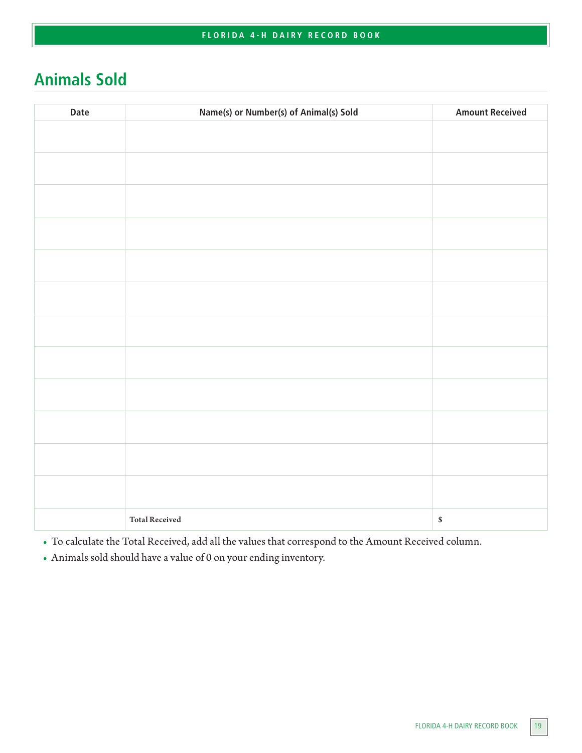## Animals Sold

| Date | Name(s) or Number(s) of Animal(s) Sold | Amount Received |
|---|---|---|
| | | |
| | | |
| | | |
| | | |
| | | |
| | | |
| | | |
| | | |
| | | |
| | | |
| | | |
| | | |
| | **Total Received** | **$** |

- To calculate the Total Received, add all the values that correspond to the Amount Received column.
- Animals sold should have a value of 0 on your ending inventory.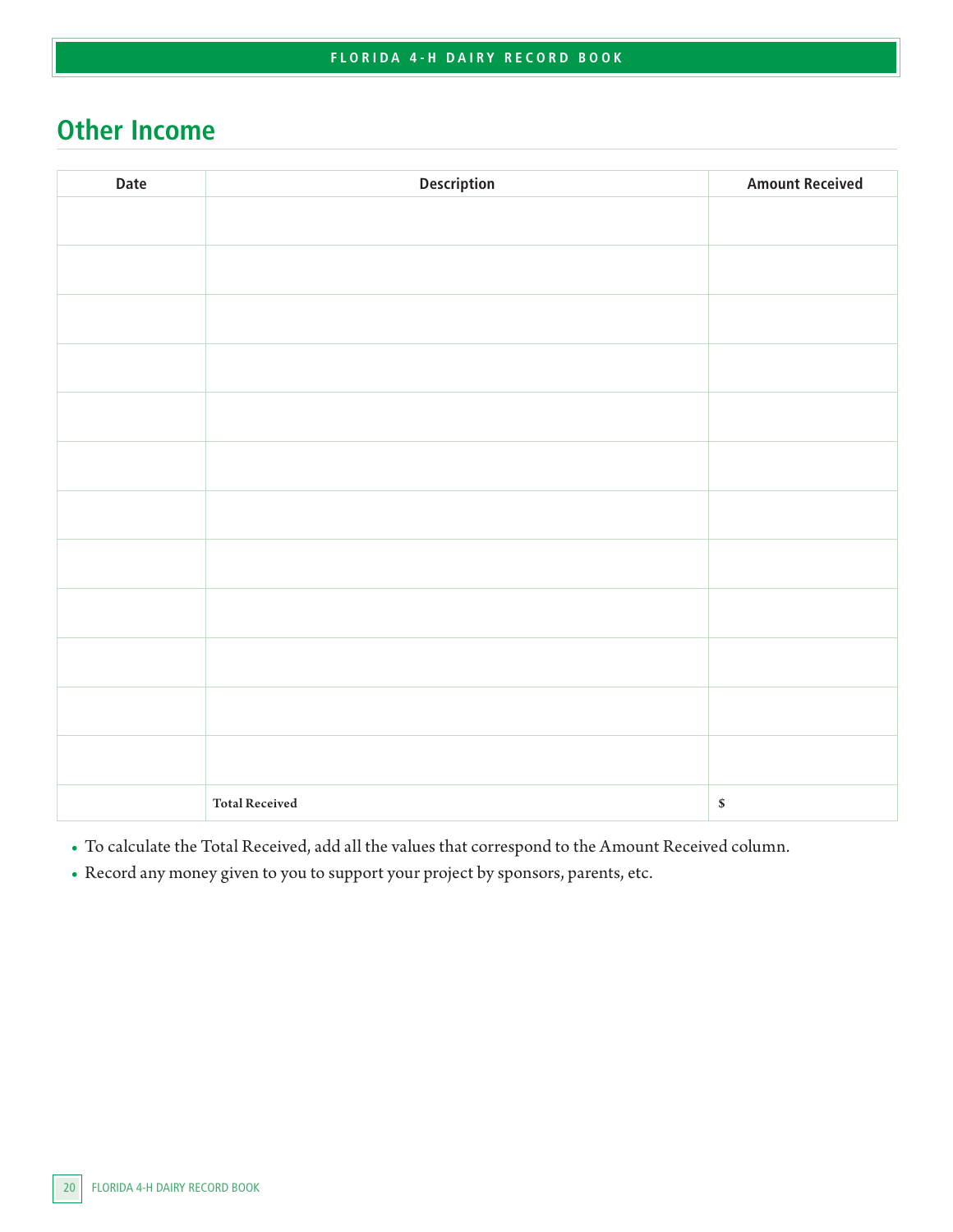## Other Income

| Date | Description | Amount Received |
|---|---|---|
| | | |
| | | |
| | | |
| | | |
| | | |
| | | |
| | | |
| | | |
| | | |
| | | |
| | | |
| | | |
| | **Total Received** | **$** |

- To calculate the Total Received, add all the values that correspond to the Amount Received column.
- Record any money given to you to support your project by sponsors, parents, etc.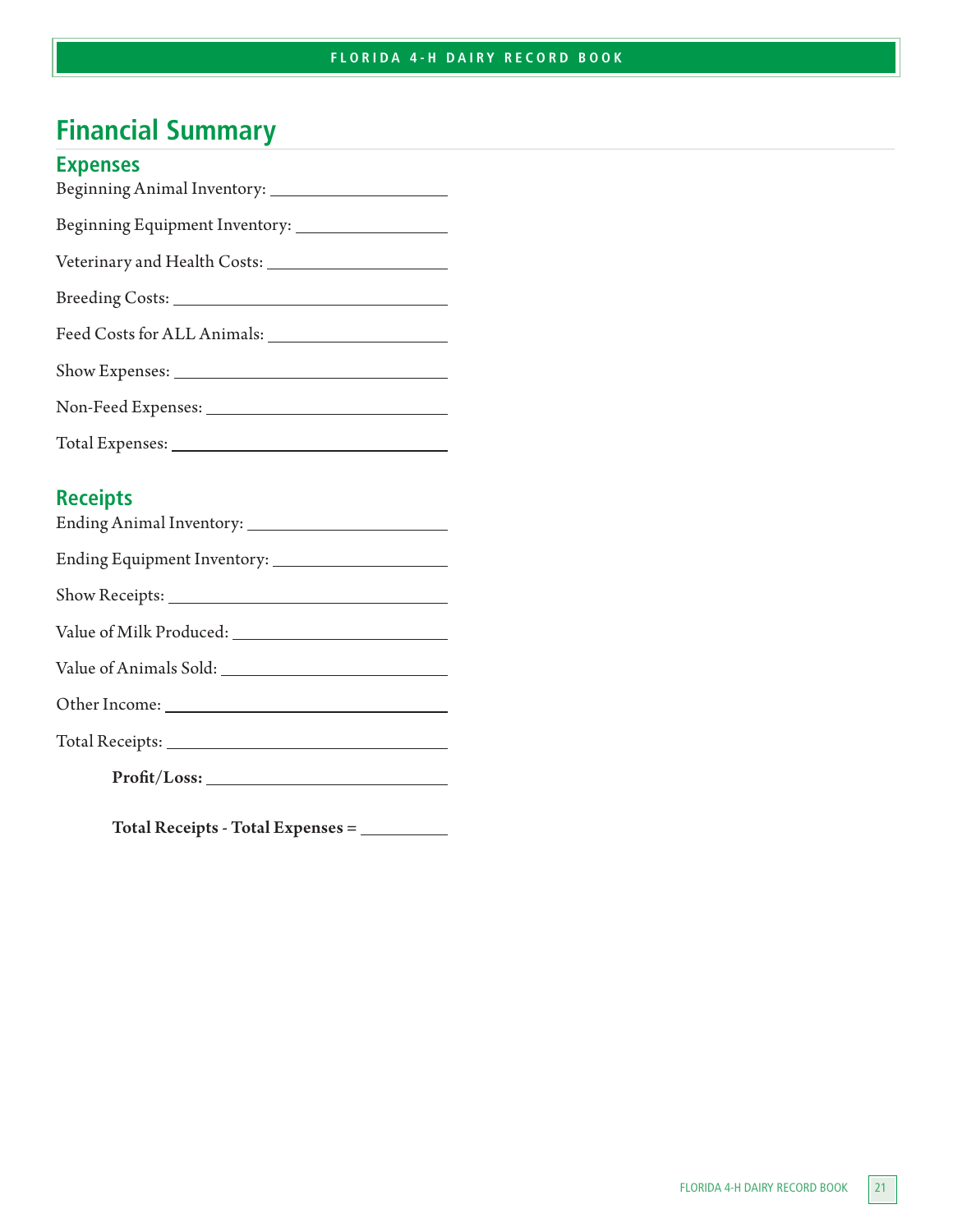# Financial Summary

## Expenses

Beginning Animal Inventory: ____________________

Beginning Equipment Inventory: ____________________

Veterinary and Health Costs: ____________________

Breeding Costs: ____________________

Feed Costs for ALL Animals: ____________________

Show Expenses: ____________________

Non-Feed Expenses: ____________________

Total Expenses: ____________________

## Receipts

Ending Animal Inventory: ____________________

Ending Equipment Inventory: ____________________

Show Receipts: ____________________

Value of Milk Produced: ____________________

Value of Animals Sold: ____________________

Other Income: ____________________

Total Receipts: ____________________

**Profit/Loss:** ____________________

**Total Receipts - Total Expenses =** __________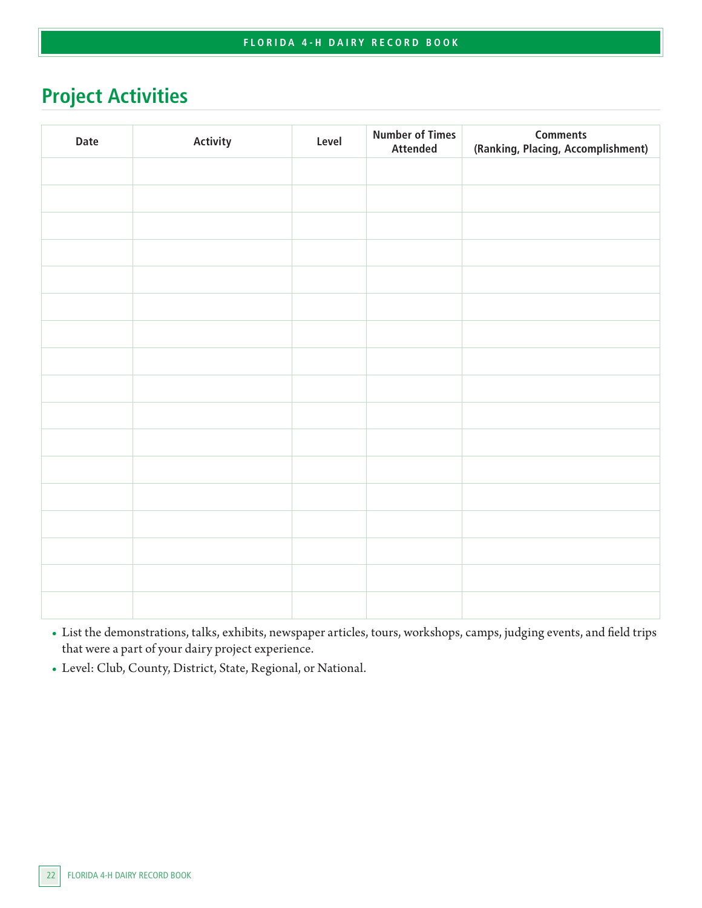## Project Activities

| Date | Activity | Level | Number of Times Attended | Comments (Ranking, Placing, Accomplishment) |
|---|---|---|---|---|
| | | | | |
| | | | | |
| | | | | |
| | | | | |
| | | | | |
| | | | | |
| | | | | |
| | | | | |
| | | | | |
| | | | | |
| | | | | |
| | | | | |
| | | | | |
| | | | | |
| | | | | |
| | | | | |
| | | | | |

- List the demonstrations, talks, exhibits, newspaper articles, tours, workshops, camps, judging events, and field trips that were a part of your dairy project experience.
- Level: Club, County, District, State, Regional, or National.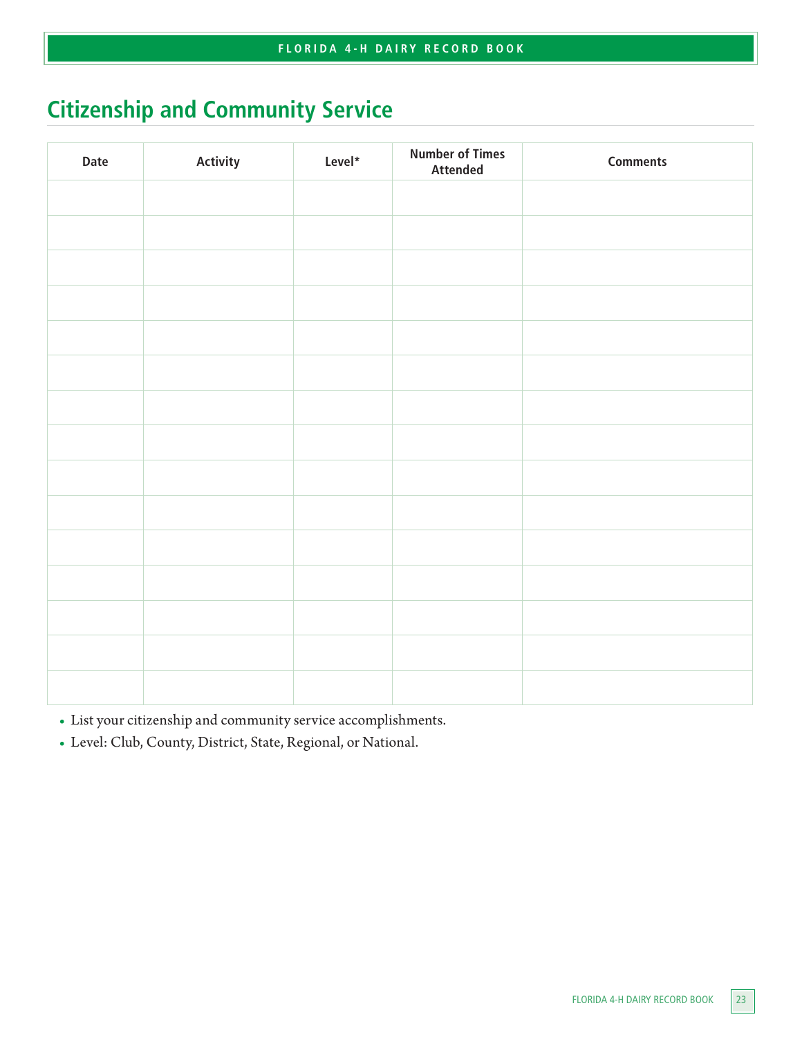## Citizenship and Community Service

| Date | Activity | Level* | Number of Times Attended | Comments |
|---|---|---|---|---|
| | | | | |
| | | | | |
| | | | | |
| | | | | |
| | | | | |
| | | | | |
| | | | | |
| | | | | |
| | | | | |
| | | | | |
| | | | | |
| | | | | |
| | | | | |
| | | | | |
| | | | | |

- List your citizenship and community service accomplishments.
- Level: Club, County, District, State, Regional, or National.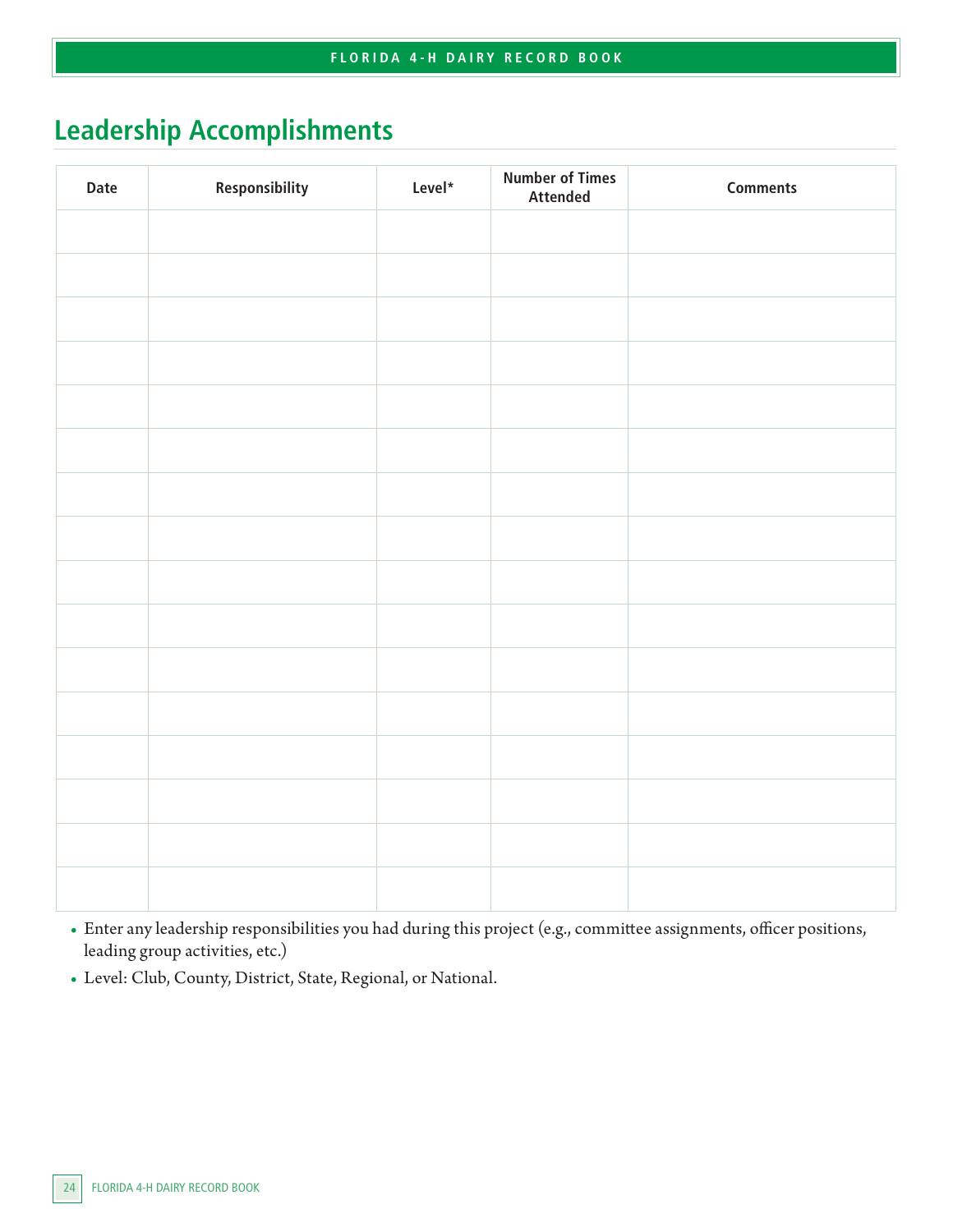## Leadership Accomplishments

| Date | Responsibility | Level* | Number of Times Attended | Comments |
|---|---|---|---|---|
| | | | | |
| | | | | |
| | | | | |
| | | | | |
| | | | | |
| | | | | |
| | | | | |
| | | | | |
| | | | | |
| | | | | |
| | | | | |
| | | | | |
| | | | | |
| | | | | |
| | | | | |
| | | | | |

- Enter any leadership responsibilities you had during this project (e.g., committee assignments, officer positions, leading group activities, etc.)
- Level: Club, County, District, State, Regional, or National.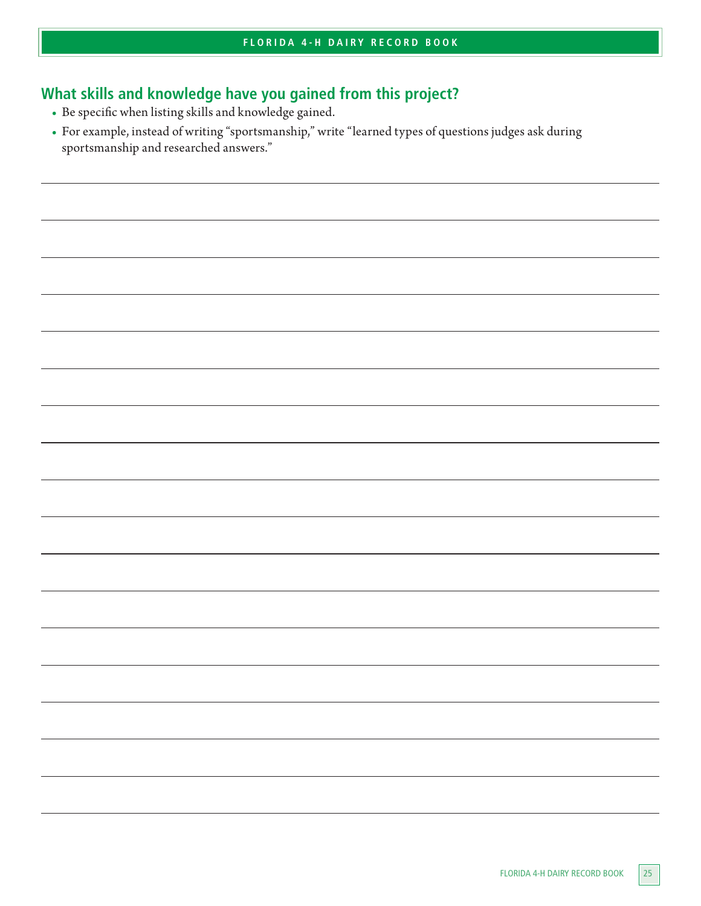## What skills and knowledge have you gained from this project?

- Be specific when listing skills and knowledge gained.
- For example, instead of writing "sportsmanship," write "learned types of questions judges ask during sportsmanship and researched answers."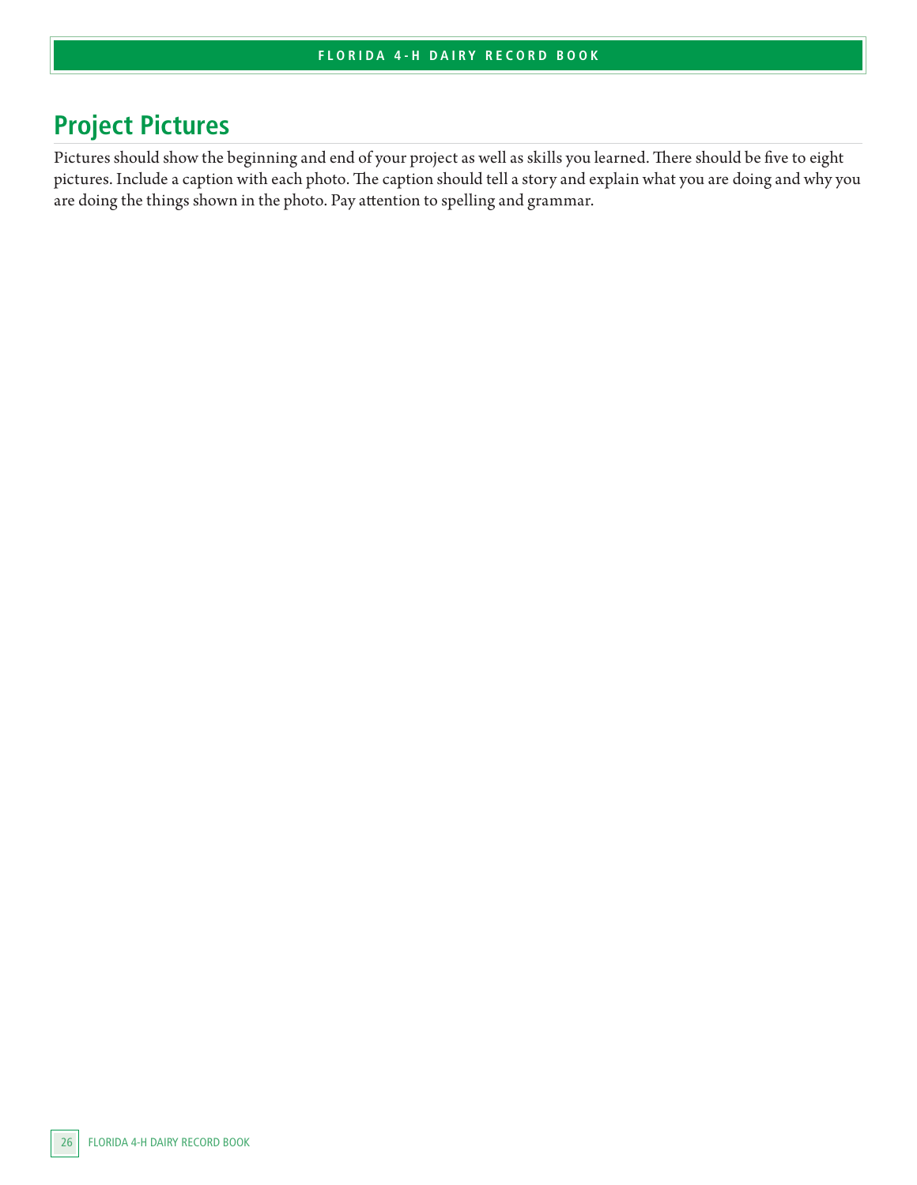## Project Pictures

Pictures should show the beginning and end of your project as well as skills you learned. There should be five to eight pictures. Include a caption with each photo. The caption should tell a story and explain what you are doing and why you are doing the things shown in the photo. Pay attention to spelling and grammar.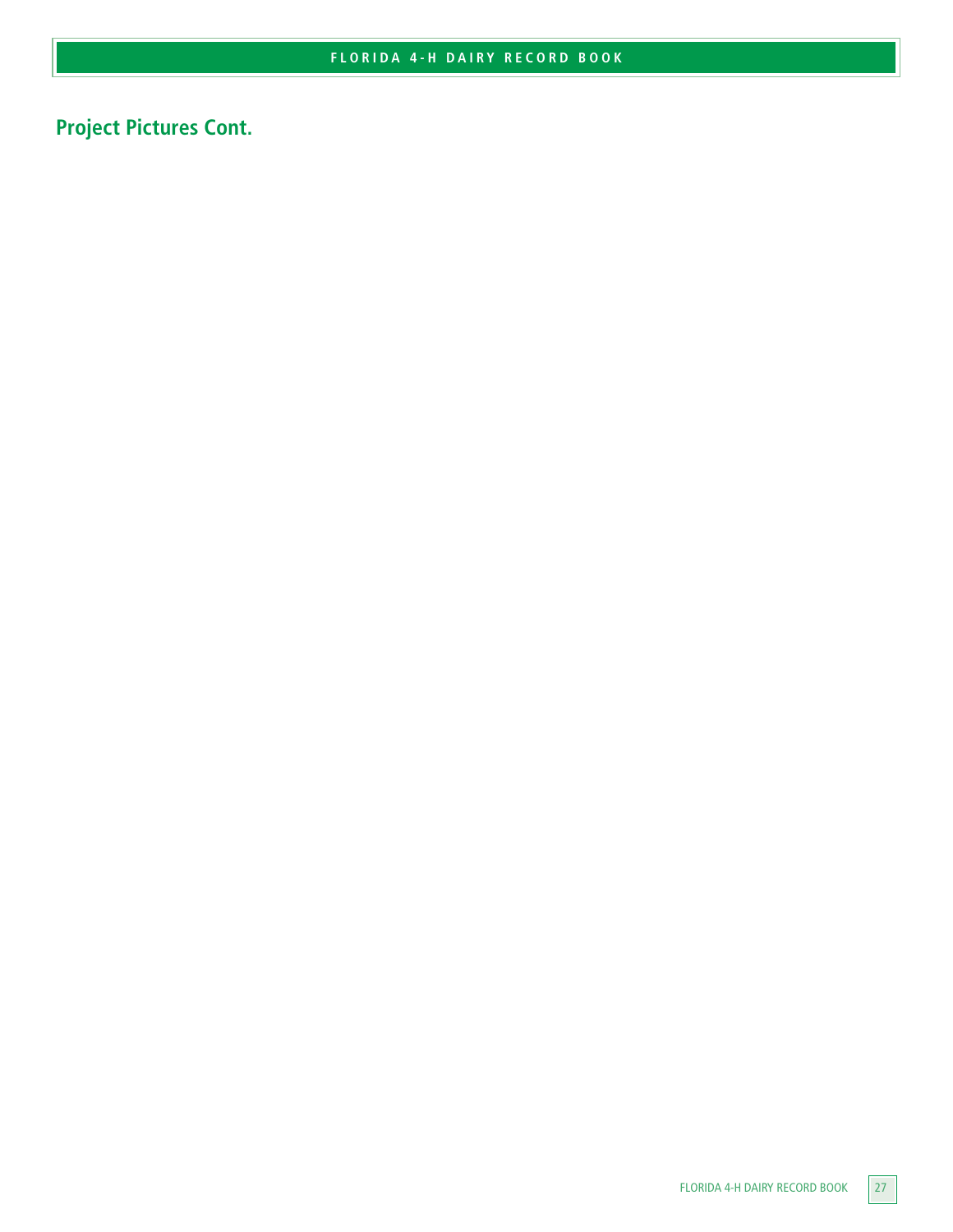## Project Pictures Cont.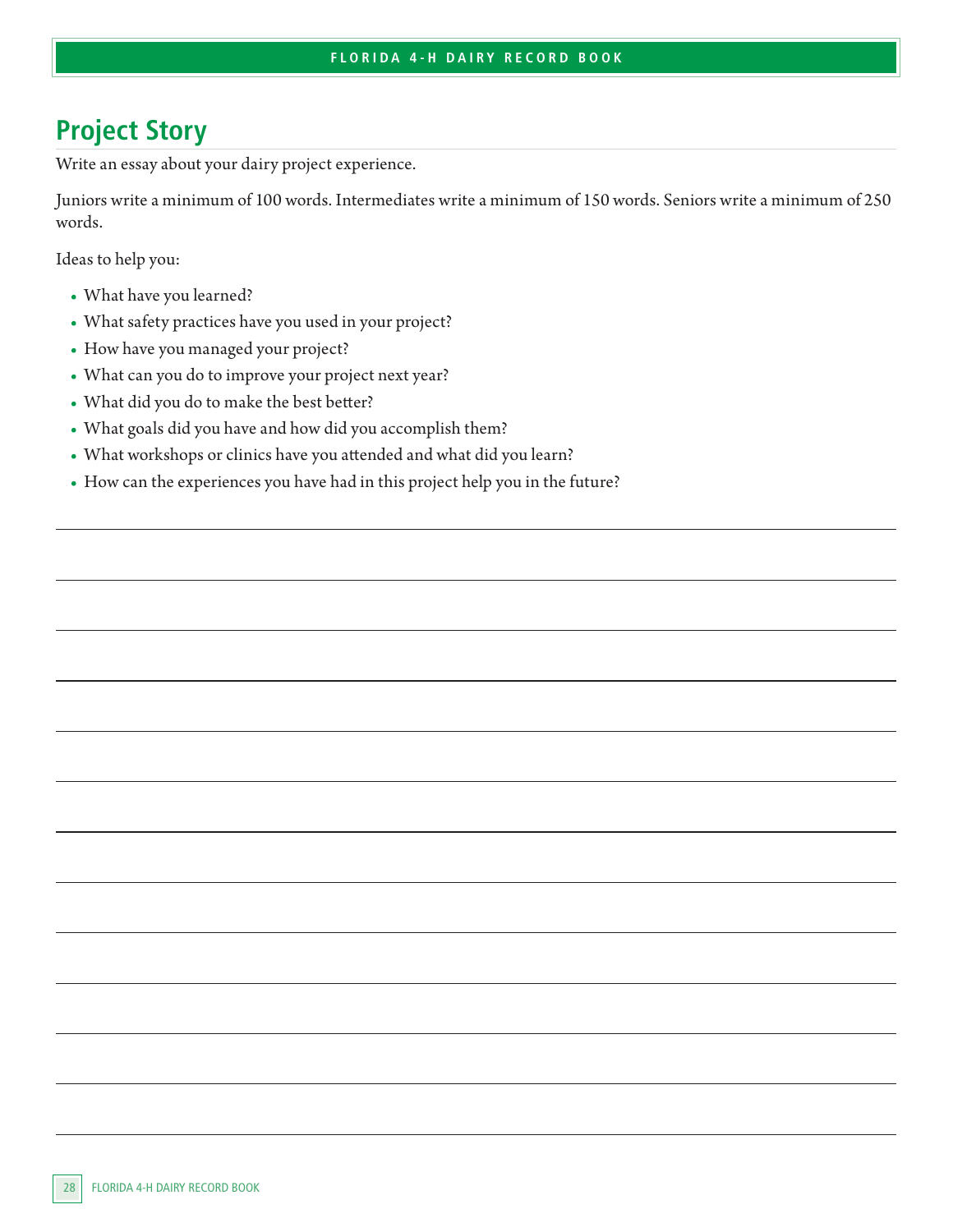## Project Story

Write an essay about your dairy project experience.

Juniors write a minimum of 100 words. Intermediates write a minimum of 150 words. Seniors write a minimum of 250 words.

Ideas to help you:

- What have you learned?
- What safety practices have you used in your project?
- How have you managed your project?
- What can you do to improve your project next year?
- What did you do to make the best better?
- What goals did you have and how did you accomplish them?
- What workshops or clinics have you attended and what did you learn?
- How can the experiences you have had in this project help you in the future?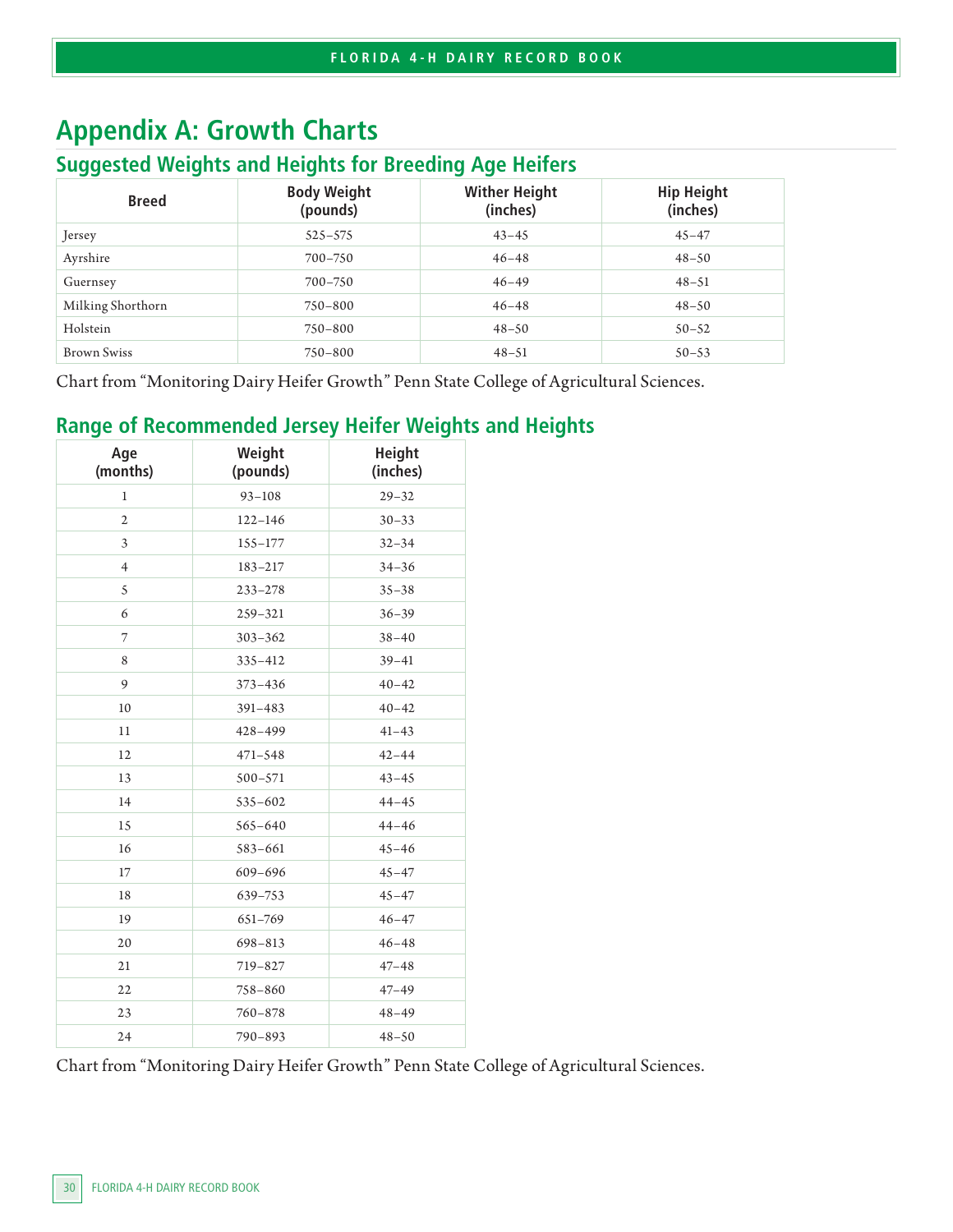# Appendix A: Growth Charts

## Suggested Weights and Heights for Breeding Age Heifers

| Breed | Body Weight (pounds) | Wither Height (inches) | Hip Height (inches) |
|---|---|---|---|
| Jersey | 525–575 | 43–45 | 45–47 |
| Ayrshire | 700–750 | 46–48 | 48–50 |
| Guernsey | 700–750 | 46–49 | 48–51 |
| Milking Shorthorn | 750–800 | 46–48 | 48–50 |
| Holstein | 750–800 | 48–50 | 50–52 |
| Brown Swiss | 750–800 | 48–51 | 50–53 |

Chart from "Monitoring Dairy Heifer Growth" Penn State College of Agricultural Sciences.

## Range of Recommended Jersey Heifer Weights and Heights

| Age (months) | Weight (pounds) | Height (inches) |
|---|---|---|
| 1 | 93–108 | 29–32 |
| 2 | 122–146 | 30–33 |
| 3 | 155–177 | 32–34 |
| 4 | 183–217 | 34–36 |
| 5 | 233–278 | 35–38 |
| 6 | 259–321 | 36–39 |
| 7 | 303–362 | 38–40 |
| 8 | 335–412 | 39–41 |
| 9 | 373–436 | 40–42 |
| 10 | 391–483 | 40–42 |
| 11 | 428–499 | 41–43 |
| 12 | 471–548 | 42–44 |
| 13 | 500–571 | 43–45 |
| 14 | 535–602 | 44–45 |
| 15 | 565–640 | 44–46 |
| 16 | 583–661 | 45–46 |
| 17 | 609–696 | 45–47 |
| 18 | 639–753 | 45–47 |
| 19 | 651–769 | 46–47 |
| 20 | 698–813 | 46–48 |
| 21 | 719–827 | 47–48 |
| 22 | 758–860 | 47–49 |
| 23 | 760–878 | 48–49 |
| 24 | 790–893 | 48–50 |

Chart from "Monitoring Dairy Heifer Growth" Penn State College of Agricultural Sciences.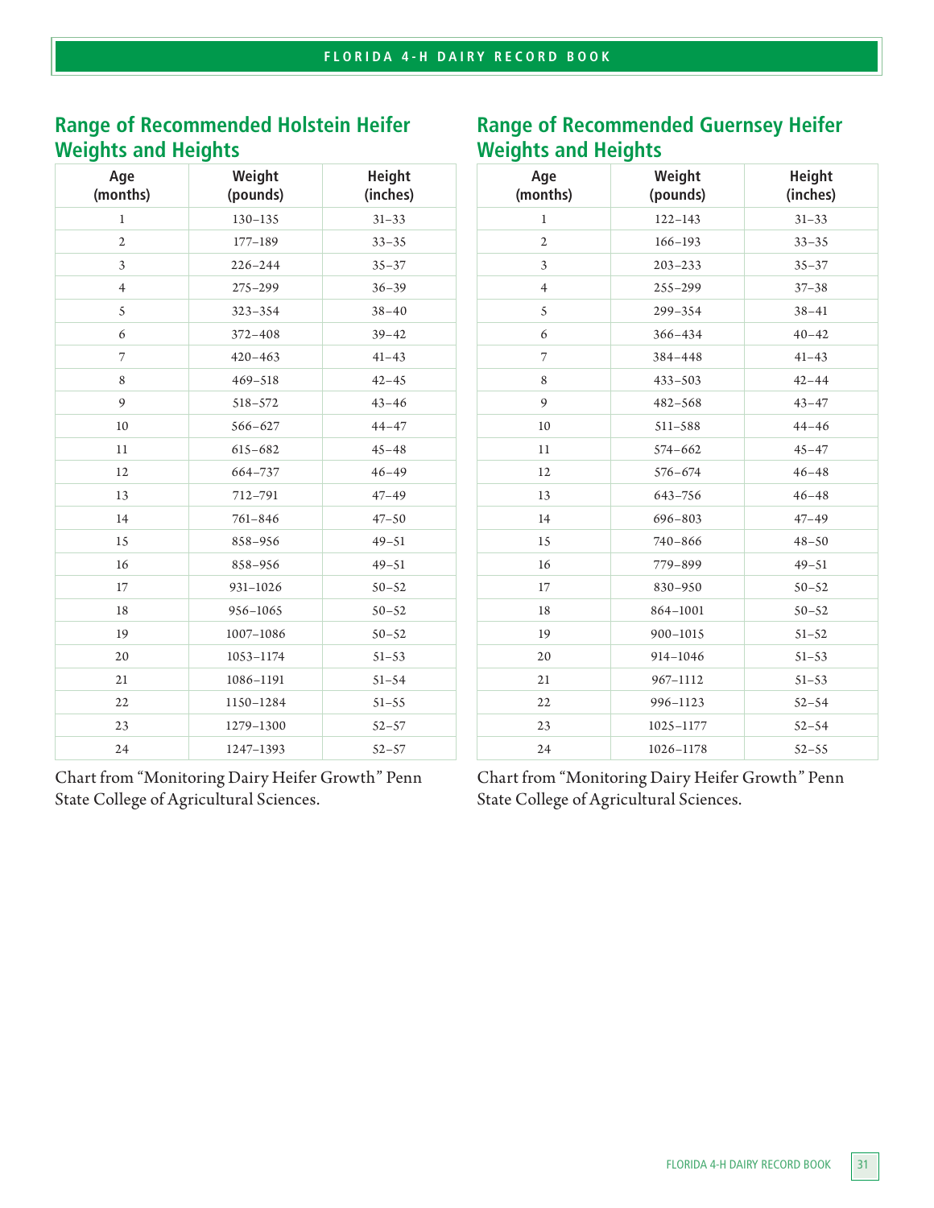## Range of Recommended Holstein Heifer Weights and Heights

| Age (months) | Weight (pounds) | Height (inches) |
|---|---|---|
| 1 | 130–135 | 31–33 |
| 2 | 177–189 | 33–35 |
| 3 | 226–244 | 35–37 |
| 4 | 275–299 | 36–39 |
| 5 | 323–354 | 38–40 |
| 6 | 372–408 | 39–42 |
| 7 | 420–463 | 41–43 |
| 8 | 469–518 | 42–45 |
| 9 | 518–572 | 43–46 |
| 10 | 566–627 | 44–47 |
| 11 | 615–682 | 45–48 |
| 12 | 664–737 | 46–49 |
| 13 | 712–791 | 47–49 |
| 14 | 761–846 | 47–50 |
| 15 | 858–956 | 49–51 |
| 16 | 858–956 | 49–51 |
| 17 | 931–1026 | 50–52 |
| 18 | 956–1065 | 50–52 |
| 19 | 1007–1086 | 50–52 |
| 20 | 1053–1174 | 51–53 |
| 21 | 1086–1191 | 51–54 |
| 22 | 1150–1284 | 51–55 |
| 23 | 1279–1300 | 52–57 |
| 24 | 1247–1393 | 52–57 |

Chart from "Monitoring Dairy Heifer Growth" Penn State College of Agricultural Sciences.

## Range of Recommended Guernsey Heifer Weights and Heights

| Age (months) | Weight (pounds) | Height (inches) |
|---|---|---|
| 1 | 122–143 | 31–33 |
| 2 | 166–193 | 33–35 |
| 3 | 203–233 | 35–37 |
| 4 | 255–299 | 37–38 |
| 5 | 299–354 | 38–41 |
| 6 | 366–434 | 40–42 |
| 7 | 384–448 | 41–43 |
| 8 | 433–503 | 42–44 |
| 9 | 482–568 | 43–47 |
| 10 | 511–588 | 44–46 |
| 11 | 574–662 | 45–47 |
| 12 | 576–674 | 46–48 |
| 13 | 643–756 | 46–48 |
| 14 | 696–803 | 47–49 |
| 15 | 740–866 | 48–50 |
| 16 | 779–899 | 49–51 |
| 17 | 830–950 | 50–52 |
| 18 | 864–1001 | 50–52 |
| 19 | 900–1015 | 51–52 |
| 20 | 914–1046 | 51–53 |
| 21 | 967–1112 | 51–53 |
| 22 | 996–1123 | 52–54 |
| 23 | 1025–1177 | 52–54 |
| 24 | 1026–1178 | 52–55 |

Chart from "Monitoring Dairy Heifer Growth" Penn State College of Agricultural Sciences.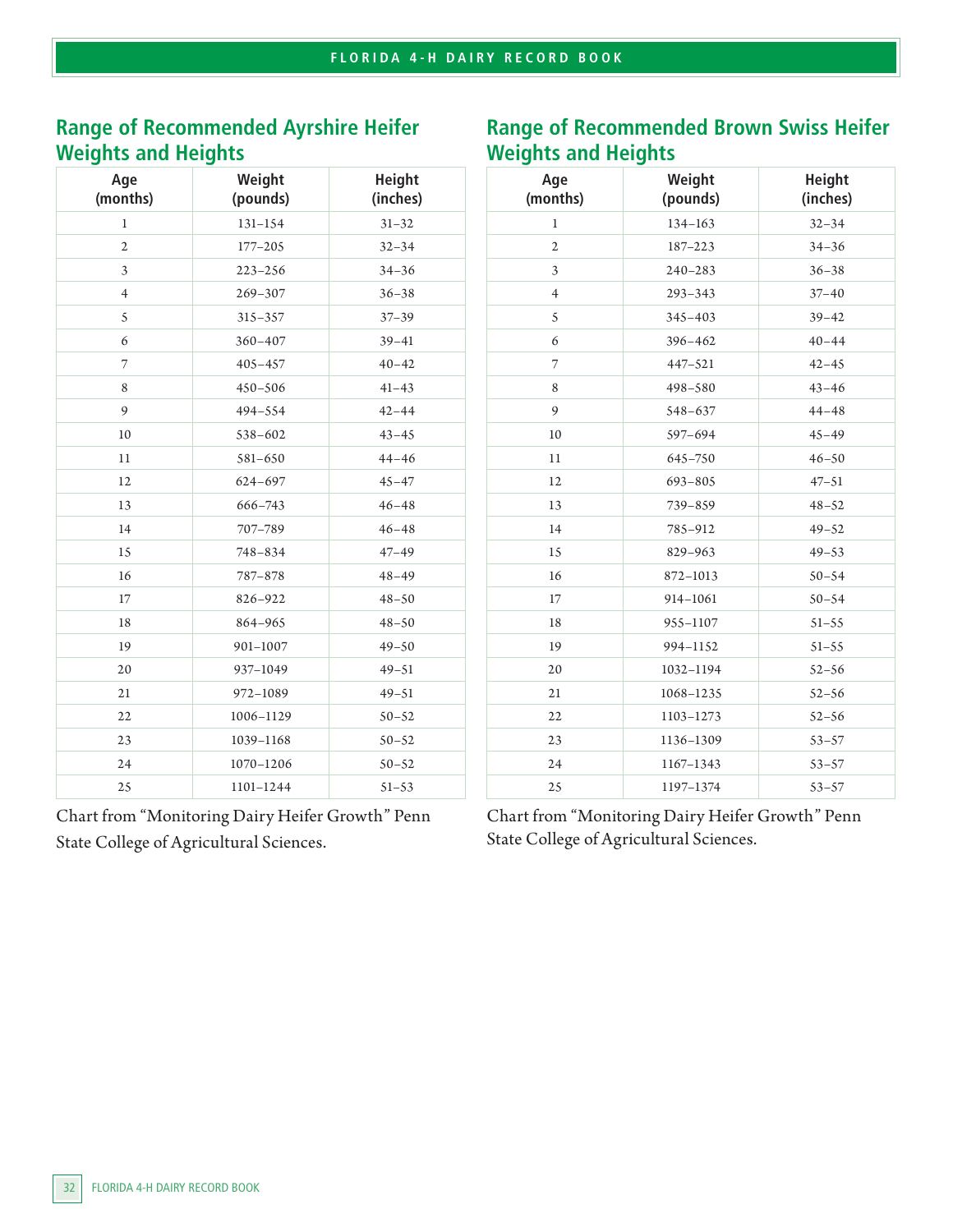## Range of Recommended Ayrshire Heifer Weights and Heights

| Age (months) | Weight (pounds) | Height (inches) |
|---|---|---|
| 1 | 131–154 | 31–32 |
| 2 | 177–205 | 32–34 |
| 3 | 223–256 | 34–36 |
| 4 | 269–307 | 36–38 |
| 5 | 315–357 | 37–39 |
| 6 | 360–407 | 39–41 |
| 7 | 405–457 | 40–42 |
| 8 | 450–506 | 41–43 |
| 9 | 494–554 | 42–44 |
| 10 | 538–602 | 43–45 |
| 11 | 581–650 | 44–46 |
| 12 | 624–697 | 45–47 |
| 13 | 666–743 | 46–48 |
| 14 | 707–789 | 46–48 |
| 15 | 748–834 | 47–49 |
| 16 | 787–878 | 48–49 |
| 17 | 826–922 | 48–50 |
| 18 | 864–965 | 48–50 |
| 19 | 901–1007 | 49–50 |
| 20 | 937–1049 | 49–51 |
| 21 | 972–1089 | 49–51 |
| 22 | 1006–1129 | 50–52 |
| 23 | 1039–1168 | 50–52 |
| 24 | 1070–1206 | 50–52 |
| 25 | 1101–1244 | 51–53 |

Chart from "Monitoring Dairy Heifer Growth" Penn State College of Agricultural Sciences.

## Range of Recommended Brown Swiss Heifer Weights and Heights

| Age (months) | Weight (pounds) | Height (inches) |
|---|---|---|
| 1 | 134–163 | 32–34 |
| 2 | 187–223 | 34–36 |
| 3 | 240–283 | 36–38 |
| 4 | 293–343 | 37–40 |
| 5 | 345–403 | 39–42 |
| 6 | 396–462 | 40–44 |
| 7 | 447–521 | 42–45 |
| 8 | 498–580 | 43–46 |
| 9 | 548–637 | 44–48 |
| 10 | 597–694 | 45–49 |
| 11 | 645–750 | 46–50 |
| 12 | 693–805 | 47–51 |
| 13 | 739–859 | 48–52 |
| 14 | 785–912 | 49–52 |
| 15 | 829–963 | 49–53 |
| 16 | 872–1013 | 50–54 |
| 17 | 914–1061 | 50–54 |
| 18 | 955–1107 | 51–55 |
| 19 | 994–1152 | 51–55 |
| 20 | 1032–1194 | 52–56 |
| 21 | 1068–1235 | 52–56 |
| 22 | 1103–1273 | 52–56 |
| 23 | 1136–1309 | 53–57 |
| 24 | 1167–1343 | 53–57 |
| 25 | 1197–1374 | 53–57 |

Chart from "Monitoring Dairy Heifer Growth" Penn State College of Agricultural Sciences.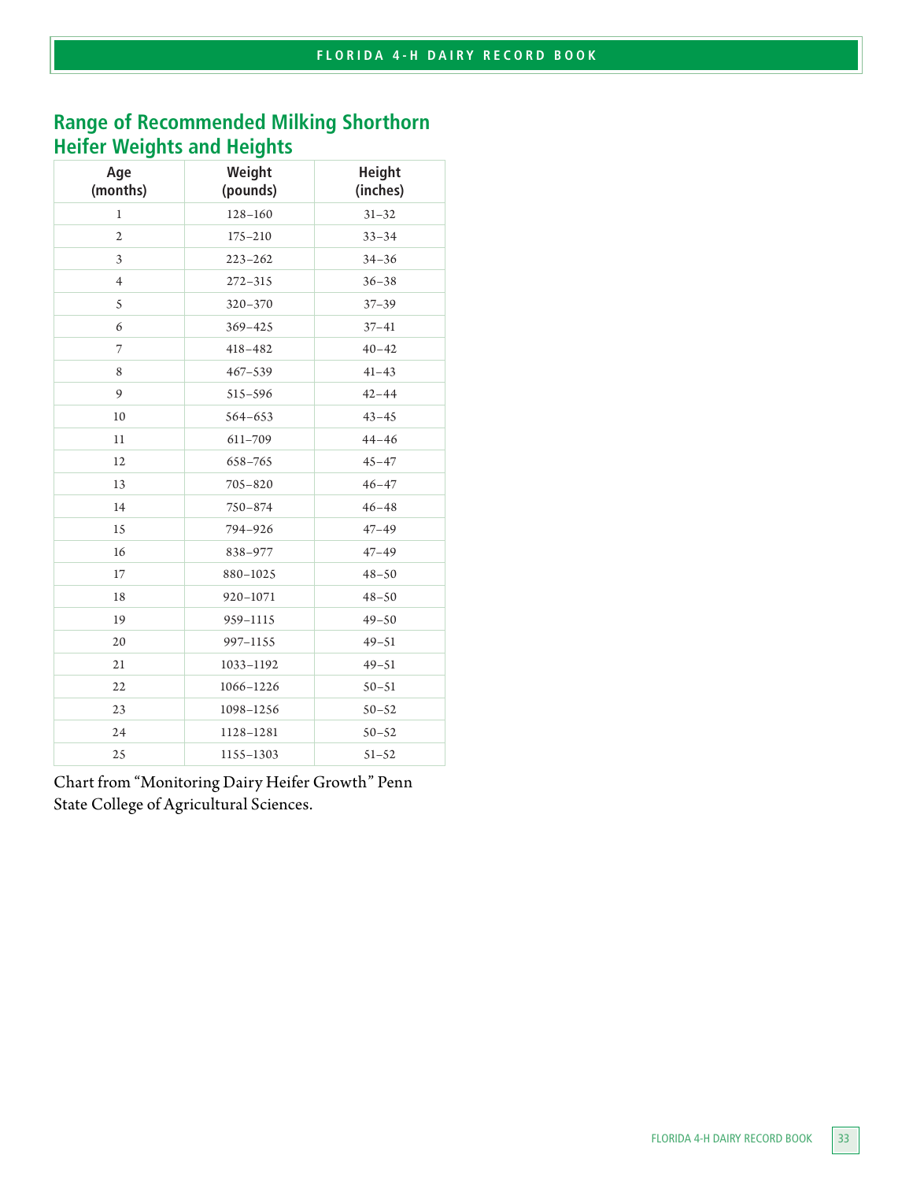## Range of Recommended Milking Shorthorn Heifer Weights and Heights

| Age (months) | Weight (pounds) | Height (inches) |
|---|---|---|
| 1 | 128–160 | 31–32 |
| 2 | 175–210 | 33–34 |
| 3 | 223–262 | 34–36 |
| 4 | 272–315 | 36–38 |
| 5 | 320–370 | 37–39 |
| 6 | 369–425 | 37–41 |
| 7 | 418–482 | 40–42 |
| 8 | 467–539 | 41–43 |
| 9 | 515–596 | 42–44 |
| 10 | 564–653 | 43–45 |
| 11 | 611–709 | 44–46 |
| 12 | 658–765 | 45–47 |
| 13 | 705–820 | 46–47 |
| 14 | 750–874 | 46–48 |
| 15 | 794–926 | 47–49 |
| 16 | 838–977 | 47–49 |
| 17 | 880–1025 | 48–50 |
| 18 | 920–1071 | 48–50 |
| 19 | 959–1115 | 49–50 |
| 20 | 997–1155 | 49–51 |
| 21 | 1033–1192 | 49–51 |
| 22 | 1066–1226 | 50–51 |
| 23 | 1098–1256 | 50–52 |
| 24 | 1128–1281 | 50–52 |
| 25 | 1155–1303 | 51–52 |

Chart from "Monitoring Dairy Heifer Growth" Penn State College of Agricultural Sciences.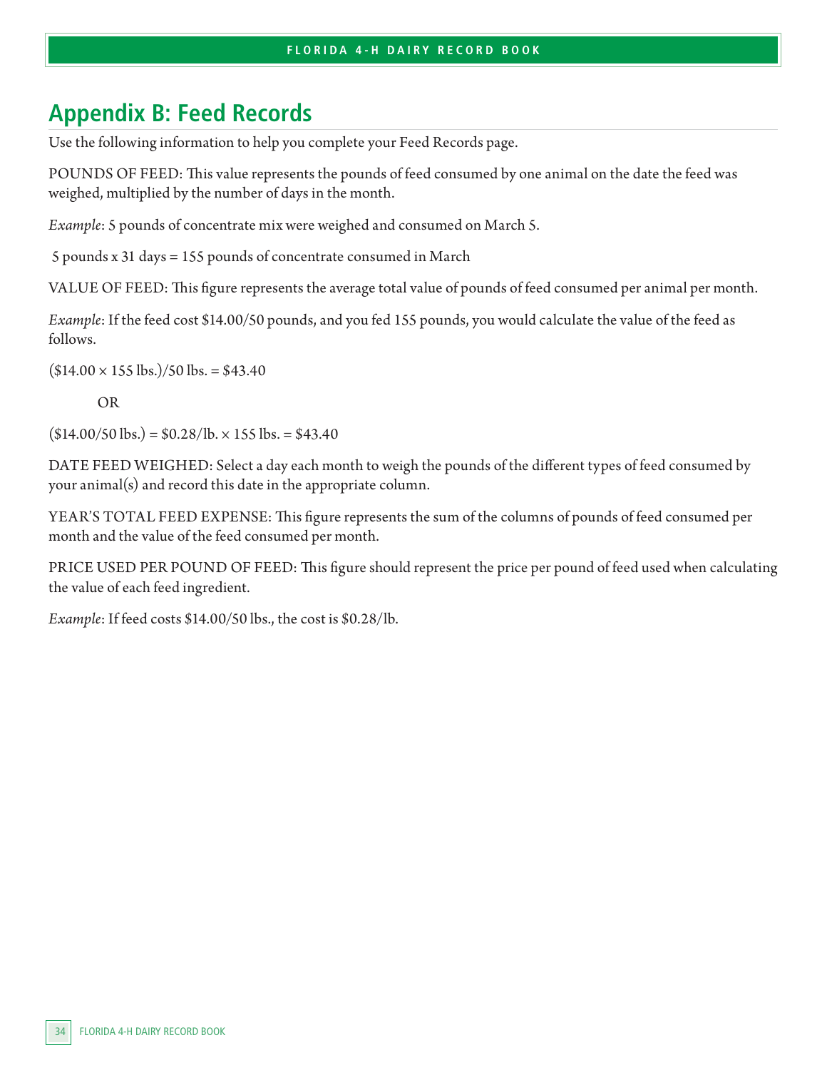## Appendix B: Feed Records

Use the following information to help you complete your Feed Records page.

POUNDS OF FEED: This value represents the pounds of feed consumed by one animal on the date the feed was weighed, multiplied by the number of days in the month.

*Example*: 5 pounds of concentrate mix were weighed and consumed on March 5.

5 pounds x 31 days = 155 pounds of concentrate consumed in March

VALUE OF FEED: This figure represents the average total value of pounds of feed consumed per animal per month.

*Example*: If the feed cost $14.00/50 pounds, and you fed 155 pounds, you would calculate the value of the feed as follows.

($14.00 × 155 lbs.)/50 lbs. = $43.40

OR

($14.00/50 lbs.) = $0.28/lb. × 155 lbs. = $43.40

DATE FEED WEIGHED: Select a day each month to weigh the pounds of the different types of feed consumed by your animal(s) and record this date in the appropriate column.

YEAR'S TOTAL FEED EXPENSE: This figure represents the sum of the columns of pounds of feed consumed per month and the value of the feed consumed per month.

PRICE USED PER POUND OF FEED: This figure should represent the price per pound of feed used when calculating the value of each feed ingredient.

*Example*: If feed costs $14.00/50 lbs., the cost is $0.28/lb.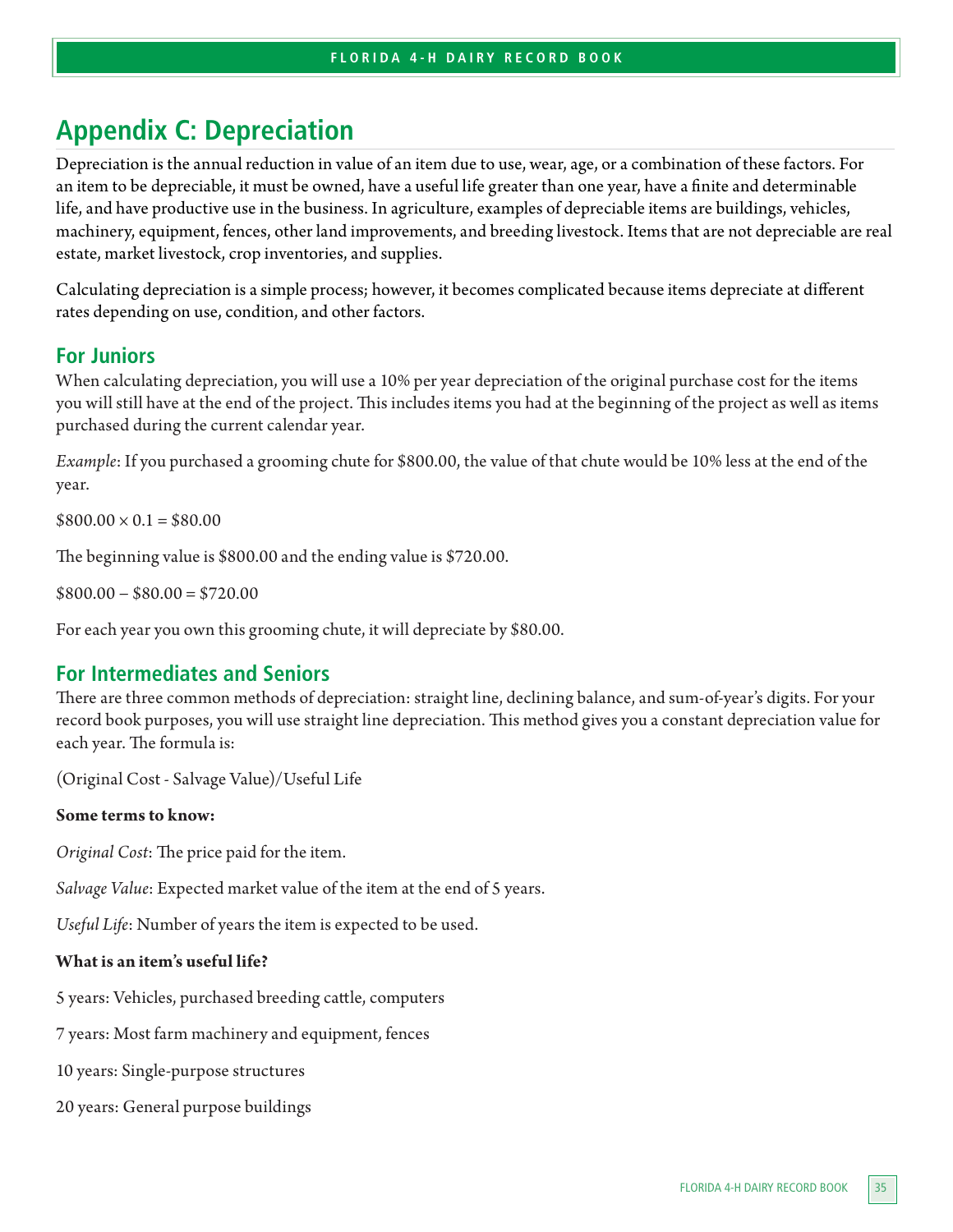# Appendix C: Depreciation

Depreciation is the annual reduction in value of an item due to use, wear, age, or a combination of these factors. For an item to be depreciable, it must be owned, have a useful life greater than one year, have a finite and determinable life, and have productive use in the business. In agriculture, examples of depreciable items are buildings, vehicles, machinery, equipment, fences, other land improvements, and breeding livestock. Items that are not depreciable are real estate, market livestock, crop inventories, and supplies.

Calculating depreciation is a simple process; however, it becomes complicated because items depreciate at different rates depending on use, condition, and other factors.

## For Juniors

When calculating depreciation, you will use a 10% per year depreciation of the original purchase cost for the items you will still have at the end of the project. This includes items you had at the beginning of the project as well as items purchased during the current calendar year.

*Example*: If you purchased a grooming chute for $800.00, the value of that chute would be 10% less at the end of the year.

$800.00 × 0.1 = $80.00

The beginning value is $800.00 and the ending value is $720.00.

$800.00 – $80.00 = $720.00

For each year you own this grooming chute, it will depreciate by $80.00.

## For Intermediates and Seniors

There are three common methods of depreciation: straight line, declining balance, and sum-of-year's digits. For your record book purposes, you will use straight line depreciation. This method gives you a constant depreciation value for each year. The formula is:

(Original Cost - Salvage Value)/Useful Life

**Some terms to know:**

*Original Cost*: The price paid for the item.

*Salvage Value*: Expected market value of the item at the end of 5 years.

*Useful Life*: Number of years the item is expected to be used.

**What is an item's useful life?**

5 years: Vehicles, purchased breeding cattle, computers

7 years: Most farm machinery and equipment, fences

10 years: Single-purpose structures

20 years: General purpose buildings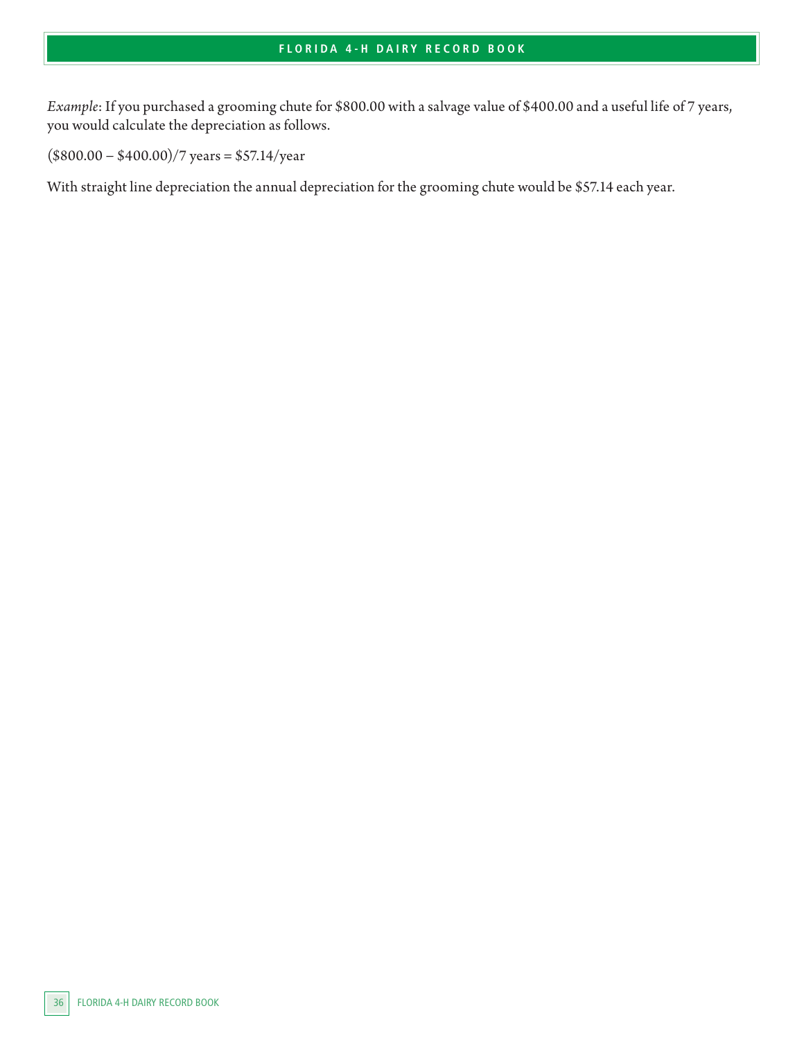*Example*: If you purchased a grooming chute for $800.00 with a salvage value of $400.00 and a useful life of 7 years, you would calculate the depreciation as follows.

($800.00 – $400.00)/7 years = $57.14/year

With straight line depreciation the annual depreciation for the grooming chute would be $57.14 each year.